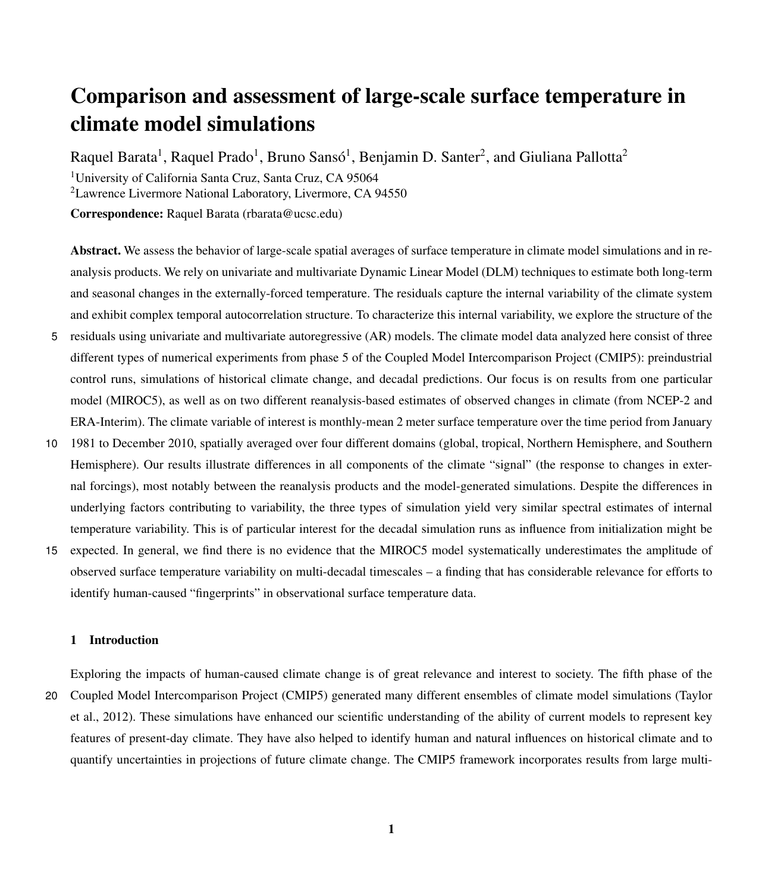# Comparison and assessment of large-scale surface temperature in climate model simulations

Raquel Barata[1], Raquel Prado[1], Bruno Sansó[1], Benjamin D. Santer[2], and Giuliana Pallotta[2]

[1]University of California Santa Cruz, Santa Cruz, CA 95064

[2]Lawrence Livermore National Laboratory, Livermore, CA 94550

**Correspondence:** Raquel Barata (rbarata@ucsc.edu)

**Abstract.** We assess the behavior of large-scale spatial averages of surface temperature in climate model simulations and in reanalysis products. We rely on univariate and multivariate Dynamic Linear Model (DLM) techniques to estimate both long-term and seasonal changes in the externally-forced temperature. The residuals capture the internal variability of the climate system and exhibit complex temporal autocorrelation structure. To characterize this internal variability, we explore the structure of the residuals using univariate and multivariate autoregressive (AR) models. The climate model data analyzed here consist of three different types of numerical experiments from phase 5 of the Coupled Model Intercomparison Project (CMIP5): preindustrial control runs, simulations of historical climate change, and decadal predictions. Our focus is on results from one particular model (MIROC5), as well as on two different reanalysis-based estimates of observed changes in climate (from NCEP-2 and ERA-Interim). The climate variable of interest is monthly-mean 2 meter surface temperature over the time period from January 1981 to December 2010, spatially averaged over four different domains (global, tropical, Northern Hemisphere, and Southern Hemisphere). Our results illustrate differences in all components of the climate "signal" (the response to changes in external forcings), most notably between the reanalysis products and the model-generated simulations. Despite the differences in underlying factors contributing to variability, the three types of simulation yield very similar spectral estimates of internal temperature variability. This is of particular interest for the decadal simulation runs as influence from initialization might be expected. In general, we find there is no evidence that the MIROC5 model systematically underestimates the amplitude of observed surface temperature variability on multi-decadal timescales – a finding that has considerable relevance for efforts to identify human-caused "fingerprints" in observational surface temperature data.

## 1 Introduction

Exploring the impacts of human-caused climate change is of great relevance and interest to society. The fifth phase of the Coupled Model Intercomparison Project (CMIP5) generated many different ensembles of climate model simulations (Taylor et al., 2012). These simulations have enhanced our scientific understanding of the ability of current models to represent key features of present-day climate. They have also helped to identify human and natural influences on historical climate and to quantify uncertainties in projections of future climate change. The CMIP5 framework incorporates results from large multi-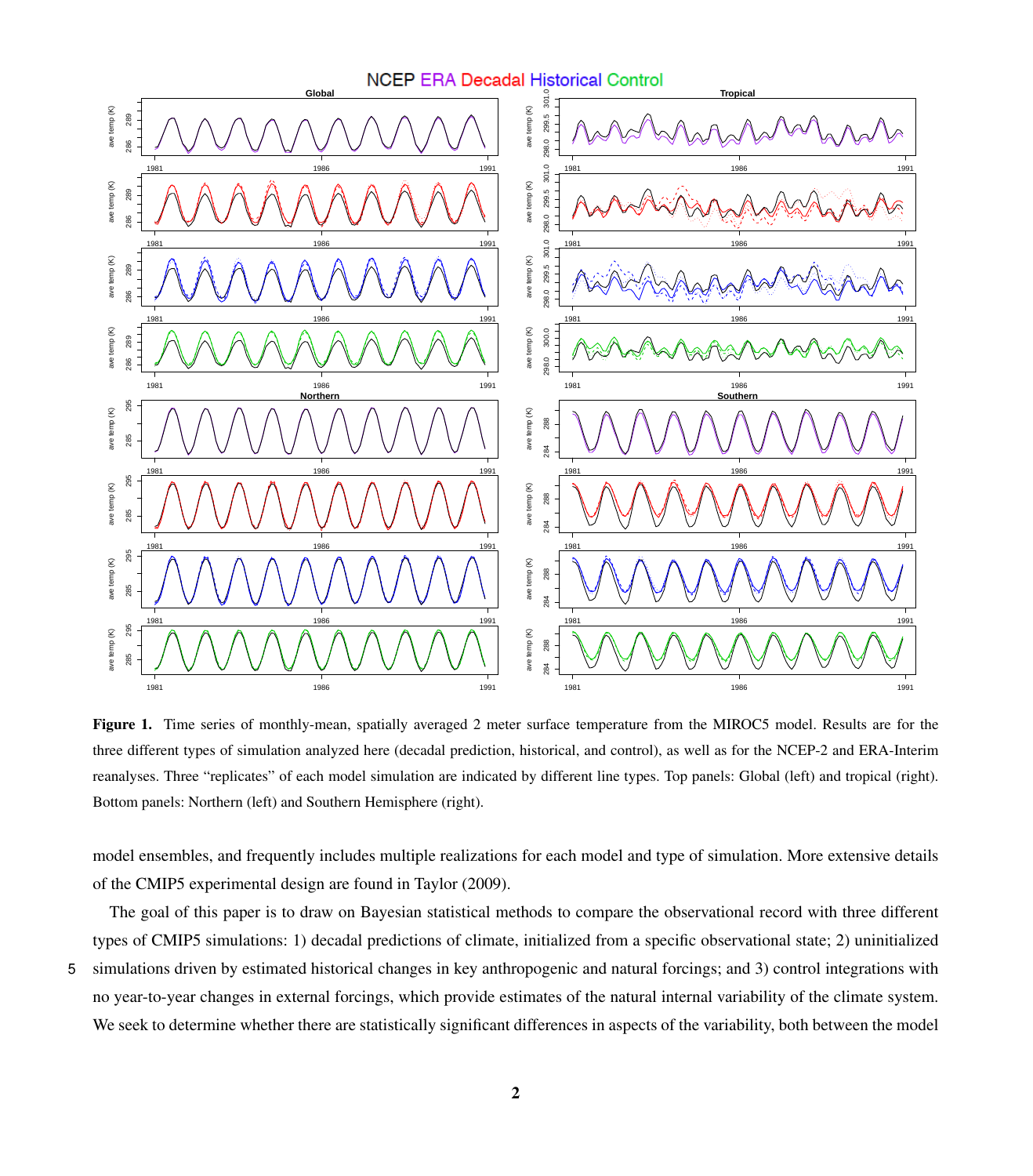**Figure 1.** Time series of monthly-mean, spatially averaged 2 meter surface temperature from the MIROC5 model. Results are for the three different types of simulation analyzed here (decadal prediction, historical, and control), as well as for the NCEP-2 and ERA-Interim reanalyses. Three "replicates" of each model simulation are indicated by different line types. Top panels: Global (left) and tropical (right). Bottom panels: Northern (left) and Southern Hemisphere (right).

model ensembles, and frequently includes multiple realizations for each model and type of simulation. More extensive details of the CMIP5 experimental design are found in Taylor (2009).

The goal of this paper is to draw on Bayesian statistical methods to compare the observational record with three different types of CMIP5 simulations: 1) decadal predictions of climate, initialized from a specific observational state; 2) uninitialized simulations driven by estimated historical changes in key anthropogenic and natural forcings; and 3) control integrations with no year-to-year changes in external forcings, which provide estimates of the natural internal variability of the climate system. We seek to determine whether there are statistically significant differences in aspects of the variability, both between the model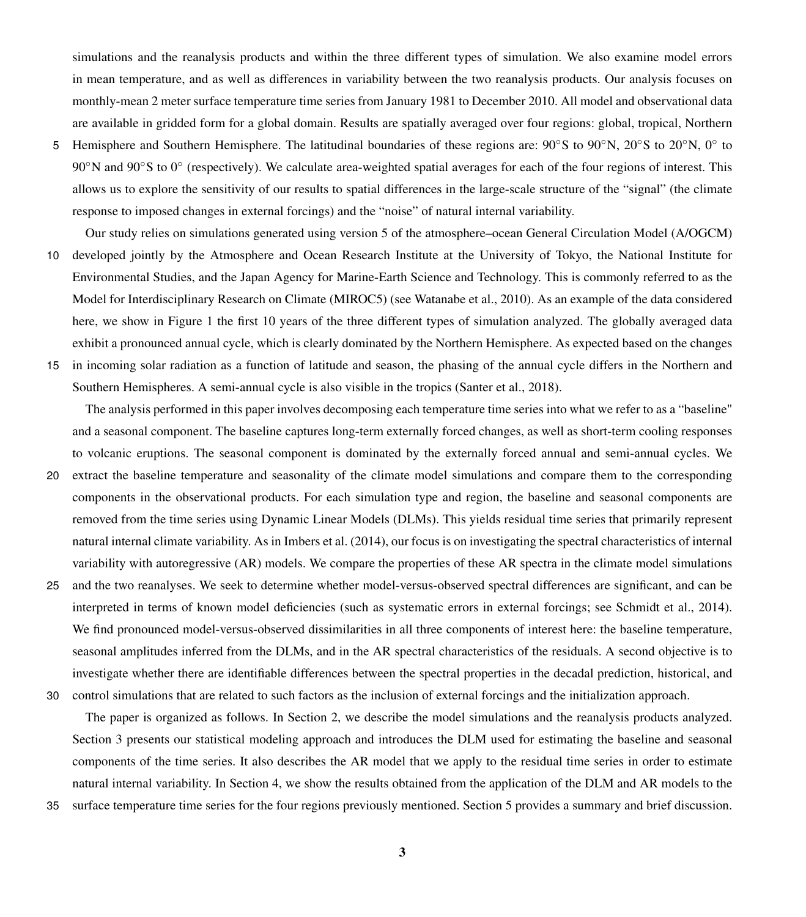simulations and the reanalysis products and within the three different types of simulation. We also examine model errors in mean temperature, and as well as differences in variability between the two reanalysis products. Our analysis focuses on monthly-mean 2 meter surface temperature time series from January 1981 to December 2010. All model and observational data are available in gridded form for a global domain. Results are spatially averaged over four regions: global, tropical, Northern Hemisphere and Southern Hemisphere. The latitudinal boundaries of these regions are: 90°S to 90°N, 20°S to 20°N, 0° to 90°N and 90°S to 0° (respectively). We calculate area-weighted spatial averages for each of the four regions of interest. This allows us to explore the sensitivity of our results to spatial differences in the large-scale structure of the "signal" (the climate response to imposed changes in external forcings) and the "noise" of natural internal variability.

Our study relies on simulations generated using version 5 of the atmosphere–ocean General Circulation Model (A/OGCM) developed jointly by the Atmosphere and Ocean Research Institute at the University of Tokyo, the National Institute for Environmental Studies, and the Japan Agency for Marine-Earth Science and Technology. This is commonly referred to as the Model for Interdisciplinary Research on Climate (MIROC5) (see Watanabe et al., 2010). As an example of the data considered here, we show in Figure 1 the first 10 years of the three different types of simulation analyzed. The globally averaged data exhibit a pronounced annual cycle, which is clearly dominated by the Northern Hemisphere. As expected based on the changes in incoming solar radiation as a function of latitude and season, the phasing of the annual cycle differs in the Northern and Southern Hemispheres. A semi-annual cycle is also visible in the tropics (Santer et al., 2018).

The analysis performed in this paper involves decomposing each temperature time series into what we refer to as a "baseline" and a seasonal component. The baseline captures long-term externally forced changes, as well as short-term cooling responses to volcanic eruptions. The seasonal component is dominated by the externally forced annual and semi-annual cycles. We extract the baseline temperature and seasonality of the climate model simulations and compare them to the corresponding components in the observational products. For each simulation type and region, the baseline and seasonal components are removed from the time series using Dynamic Linear Models (DLMs). This yields residual time series that primarily represent natural internal climate variability. As in Imbers et al. (2014), our focus is on investigating the spectral characteristics of internal variability with autoregressive (AR) models. We compare the properties of these AR spectra in the climate model simulations and the two reanalyses. We seek to determine whether model-versus-observed spectral differences are significant, and can be interpreted in terms of known model deficiencies (such as systematic errors in external forcings; see Schmidt et al., 2014). We find pronounced model-versus-observed dissimilarities in all three components of interest here: the baseline temperature, seasonal amplitudes inferred from the DLMs, and in the AR spectral characteristics of the residuals. A second objective is to investigate whether there are identifiable differences between the spectral properties in the decadal prediction, historical, and control simulations that are related to such factors as the inclusion of external forcings and the initialization approach.

The paper is organized as follows. In Section 2, we describe the model simulations and the reanalysis products analyzed. Section 3 presents our statistical modeling approach and introduces the DLM used for estimating the baseline and seasonal components of the time series. It also describes the AR model that we apply to the residual time series in order to estimate natural internal variability. In Section 4, we show the results obtained from the application of the DLM and AR models to the surface temperature time series for the four regions previously mentioned. Section 5 provides a summary and brief discussion.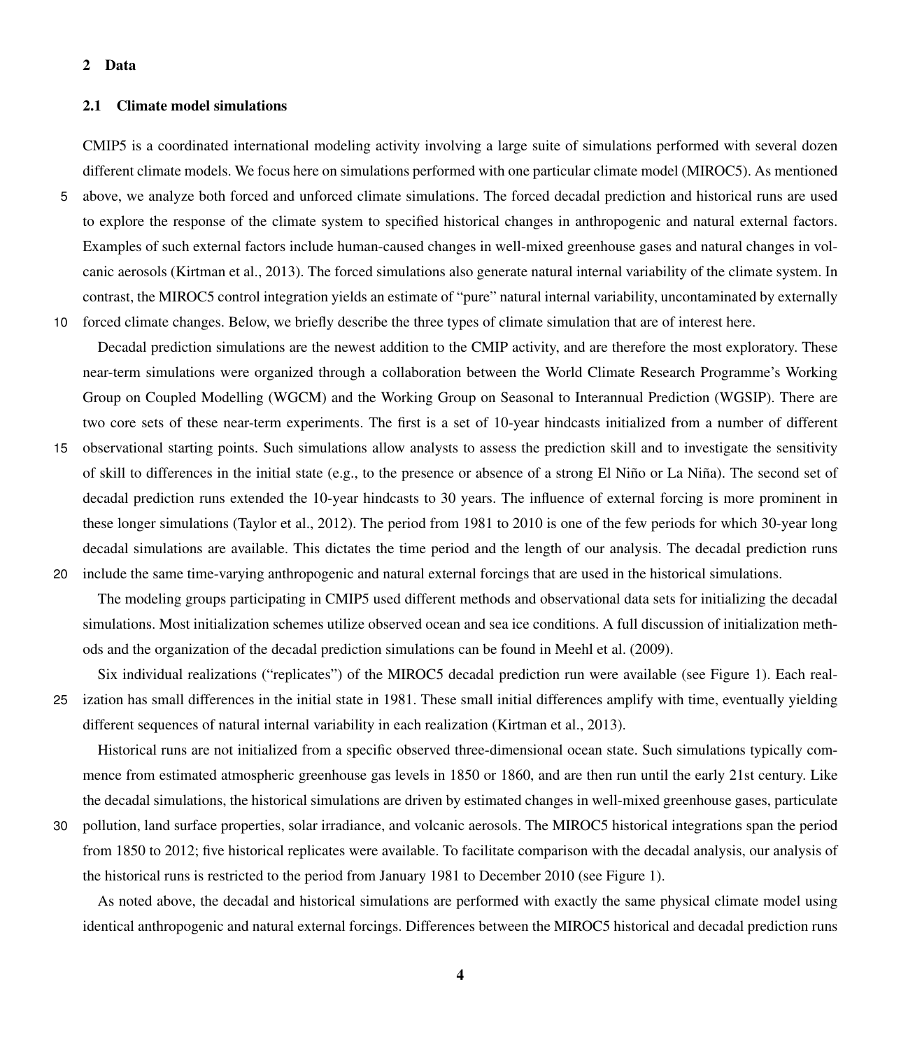## 2 Data

### 2.1 Climate model simulations

CMIP5 is a coordinated international modeling activity involving a large suite of simulations performed with several dozen different climate models. We focus here on simulations performed with one particular climate model (MIROC5). As mentioned above, we analyze both forced and unforced climate simulations. The forced decadal prediction and historical runs are used to explore the response of the climate system to specified historical changes in anthropogenic and natural external factors. Examples of such external factors include human-caused changes in well-mixed greenhouse gases and natural changes in volcanic aerosols (Kirtman et al., 2013). The forced simulations also generate natural internal variability of the climate system. In contrast, the MIROC5 control integration yields an estimate of "pure" natural internal variability, uncontaminated by externally forced climate changes. Below, we briefly describe the three types of climate simulation that are of interest here.

Decadal prediction simulations are the newest addition to the CMIP activity, and are therefore the most exploratory. These near-term simulations were organized through a collaboration between the World Climate Research Programme's Working Group on Coupled Modelling (WGCM) and the Working Group on Seasonal to Interannual Prediction (WGSIP). There are two core sets of these near-term experiments. The first is a set of 10-year hindcasts initialized from a number of different observational starting points. Such simulations allow analysts to assess the prediction skill and to investigate the sensitivity of skill to differences in the initial state (e.g., to the presence or absence of a strong El Niño or La Niña). The second set of decadal prediction runs extended the 10-year hindcasts to 30 years. The influence of external forcing is more prominent in these longer simulations (Taylor et al., 2012). The period from 1981 to 2010 is one of the few periods for which 30-year long decadal simulations are available. This dictates the time period and the length of our analysis. The decadal prediction runs include the same time-varying anthropogenic and natural external forcings that are used in the historical simulations.

The modeling groups participating in CMIP5 used different methods and observational data sets for initializing the decadal simulations. Most initialization schemes utilize observed ocean and sea ice conditions. A full discussion of initialization methods and the organization of the decadal prediction simulations can be found in Meehl et al. (2009).

Six individual realizations ("replicates") of the MIROC5 decadal prediction run were available (see Figure 1). Each realization has small differences in the initial state in 1981. These small initial differences amplify with time, eventually yielding different sequences of natural internal variability in each realization (Kirtman et al., 2013).

Historical runs are not initialized from a specific observed three-dimensional ocean state. Such simulations typically commence from estimated atmospheric greenhouse gas levels in 1850 or 1860, and are then run until the early 21st century. Like the decadal simulations, the historical simulations are driven by estimated changes in well-mixed greenhouse gases, particulate pollution, land surface properties, solar irradiance, and volcanic aerosols. The MIROC5 historical integrations span the period from 1850 to 2012; five historical replicates were available. To facilitate comparison with the decadal analysis, our analysis of the historical runs is restricted to the period from January 1981 to December 2010 (see Figure 1).

As noted above, the decadal and historical simulations are performed with exactly the same physical climate model using identical anthropogenic and natural external forcings. Differences between the MIROC5 historical and decadal prediction runs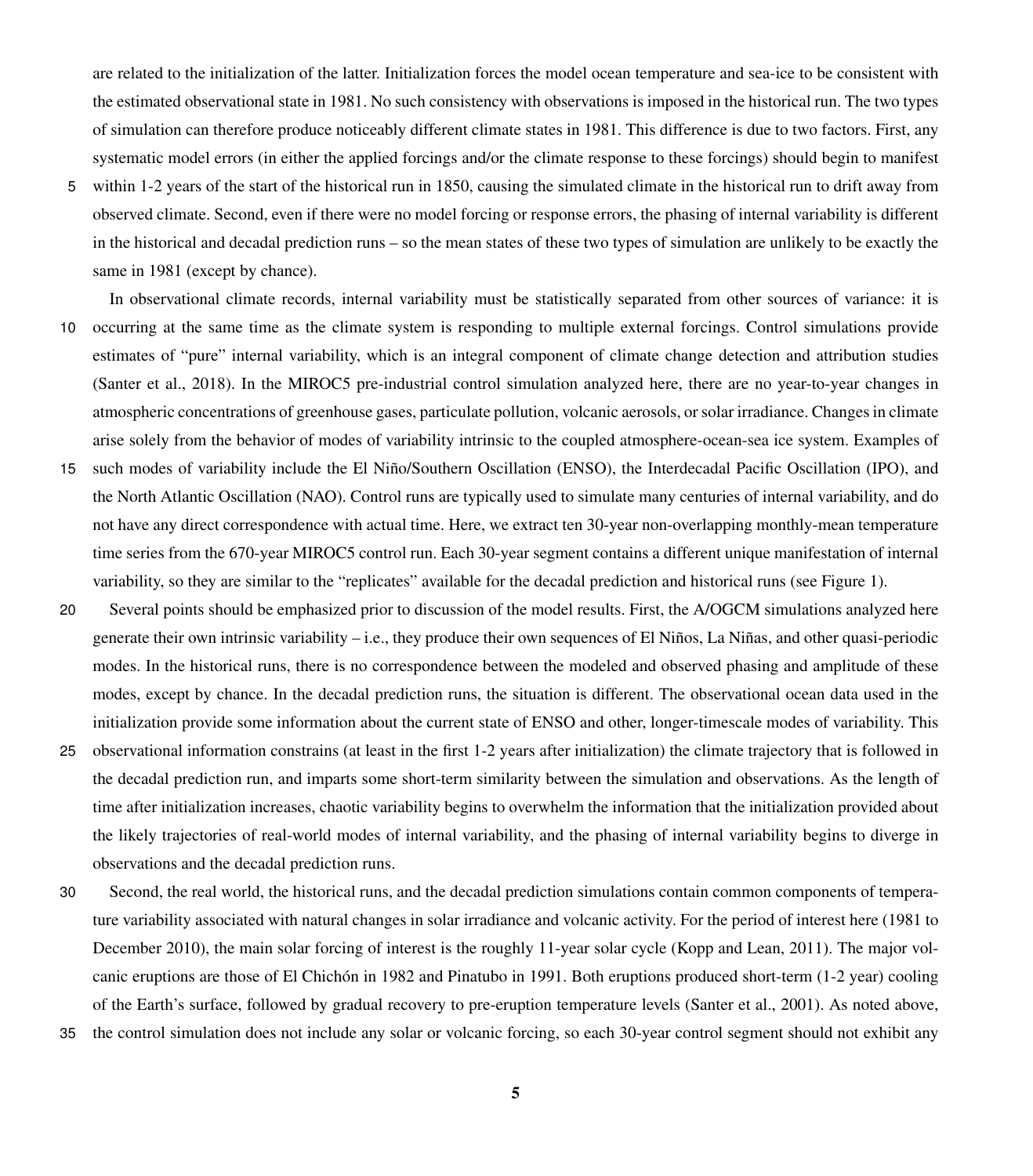are related to the initialization of the latter. Initialization forces the model ocean temperature and sea-ice to be consistent with the estimated observational state in 1981. No such consistency with observations is imposed in the historical run. The two types of simulation can therefore produce noticeably different climate states in 1981. This difference is due to two factors. First, any systematic model errors (in either the applied forcings and/or the climate response to these forcings) should begin to manifest within 1-2 years of the start of the historical run in 1850, causing the simulated climate in the historical run to drift away from observed climate. Second, even if there were no model forcing or response errors, the phasing of internal variability is different in the historical and decadal prediction runs – so the mean states of these two types of simulation are unlikely to be exactly the same in 1981 (except by chance).

In observational climate records, internal variability must be statistically separated from other sources of variance: it is occurring at the same time as the climate system is responding to multiple external forcings. Control simulations provide estimates of "pure" internal variability, which is an integral component of climate change detection and attribution studies (Santer et al., 2018). In the MIROC5 pre-industrial control simulation analyzed here, there are no year-to-year changes in atmospheric concentrations of greenhouse gases, particulate pollution, volcanic aerosols, or solar irradiance. Changes in climate arise solely from the behavior of modes of variability intrinsic to the coupled atmosphere-ocean-sea ice system. Examples of such modes of variability include the El Niño/Southern Oscillation (ENSO), the Interdecadal Pacific Oscillation (IPO), and the North Atlantic Oscillation (NAO). Control runs are typically used to simulate many centuries of internal variability, and do not have any direct correspondence with actual time. Here, we extract ten 30-year non-overlapping monthly-mean temperature time series from the 670-year MIROC5 control run. Each 30-year segment contains a different unique manifestation of internal variability, so they are similar to the "replicates" available for the decadal prediction and historical runs (see Figure 1).

Several points should be emphasized prior to discussion of the model results. First, the A/OGCM simulations analyzed here generate their own intrinsic variability – i.e., they produce their own sequences of El Niños, La Niñas, and other quasi-periodic modes. In the historical runs, there is no correspondence between the modeled and observed phasing and amplitude of these modes, except by chance. In the decadal prediction runs, the situation is different. The observational ocean data used in the initialization provide some information about the current state of ENSO and other, longer-timescale modes of variability. This observational information constrains (at least in the first 1-2 years after initialization) the climate trajectory that is followed in the decadal prediction run, and imparts some short-term similarity between the simulation and observations. As the length of time after initialization increases, chaotic variability begins to overwhelm the information that the initialization provided about the likely trajectories of real-world modes of internal variability, and the phasing of internal variability begins to diverge in observations and the decadal prediction runs.

Second, the real world, the historical runs, and the decadal prediction simulations contain common components of temperature variability associated with natural changes in solar irradiance and volcanic activity. For the period of interest here (1981 to December 2010), the main solar forcing of interest is the roughly 11-year solar cycle (Kopp and Lean, 2011). The major volcanic eruptions are those of El Chichón in 1982 and Pinatubo in 1991. Both eruptions produced short-term (1-2 year) cooling of the Earth's surface, followed by gradual recovery to pre-eruption temperature levels (Santer et al., 2001). As noted above, the control simulation does not include any solar or volcanic forcing, so each 30-year control segment should not exhibit any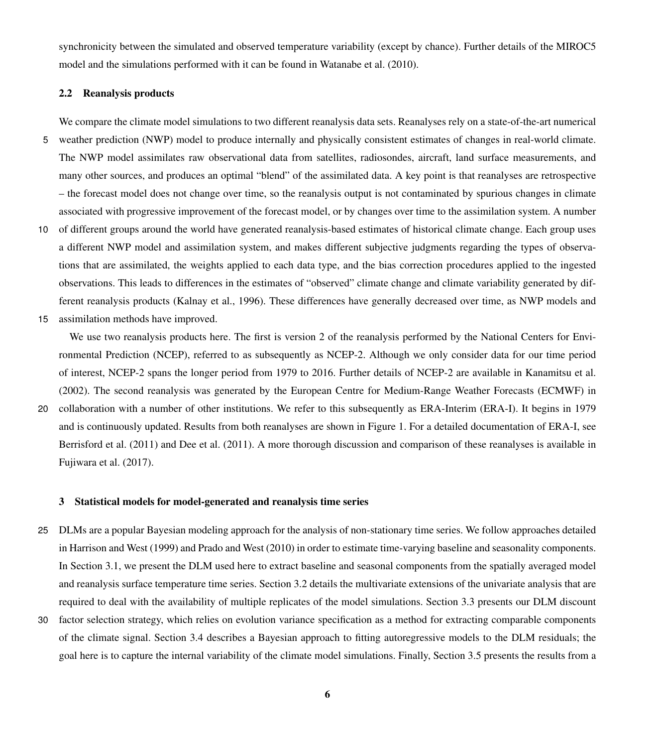synchronicity between the simulated and observed temperature variability (except by chance). Further details of the MIROC5 model and the simulations performed with it can be found in Watanabe et al. (2010).

### 2.2 Reanalysis products

We compare the climate model simulations to two different reanalysis data sets. Reanalyses rely on a state-of-the-art numerical weather prediction (NWP) model to produce internally and physically consistent estimates of changes in real-world climate. The NWP model assimilates raw observational data from satellites, radiosondes, aircraft, land surface measurements, and many other sources, and produces an optimal "blend" of the assimilated data. A key point is that reanalyses are retrospective – the forecast model does not change over time, so the reanalysis output is not contaminated by spurious changes in climate associated with progressive improvement of the forecast model, or by changes over time to the assimilation system. A number of different groups around the world have generated reanalysis-based estimates of historical climate change. Each group uses a different NWP model and assimilation system, and makes different subjective judgments regarding the types of observations that are assimilated, the weights applied to each data type, and the bias correction procedures applied to the ingested observations. This leads to differences in the estimates of "observed" climate change and climate variability generated by different reanalysis products (Kalnay et al., 1996). These differences have generally decreased over time, as NWP models and assimilation methods have improved.

We use two reanalysis products here. The first is version 2 of the reanalysis performed by the National Centers for Environmental Prediction (NCEP), referred to as subsequently as NCEP-2. Although we only consider data for our time period of interest, NCEP-2 spans the longer period from 1979 to 2016. Further details of NCEP-2 are available in Kanamitsu et al. (2002). The second reanalysis was generated by the European Centre for Medium-Range Weather Forecasts (ECMWF) in collaboration with a number of other institutions. We refer to this subsequently as ERA-Interim (ERA-I). It begins in 1979 and is continuously updated. Results from both reanalyses are shown in Figure 1. For a detailed documentation of ERA-I, see Berrisford et al. (2011) and Dee et al. (2011). A more thorough discussion and comparison of these reanalyses is available in Fujiwara et al. (2017).

## 3 Statistical models for model-generated and reanalysis time series

DLMs are a popular Bayesian modeling approach for the analysis of non-stationary time series. We follow approaches detailed in Harrison and West (1999) and Prado and West (2010) in order to estimate time-varying baseline and seasonality components. In Section 3.1, we present the DLM used here to extract baseline and seasonal components from the spatially averaged model and reanalysis surface temperature time series. Section 3.2 details the multivariate extensions of the univariate analysis that are required to deal with the availability of multiple replicates of the model simulations. Section 3.3 presents our DLM discount factor selection strategy, which relies on evolution variance specification as a method for extracting comparable components of the climate signal. Section 3.4 describes a Bayesian approach to fitting autoregressive models to the DLM residuals; the goal here is to capture the internal variability of the climate model simulations. Finally, Section 3.5 presents the results from a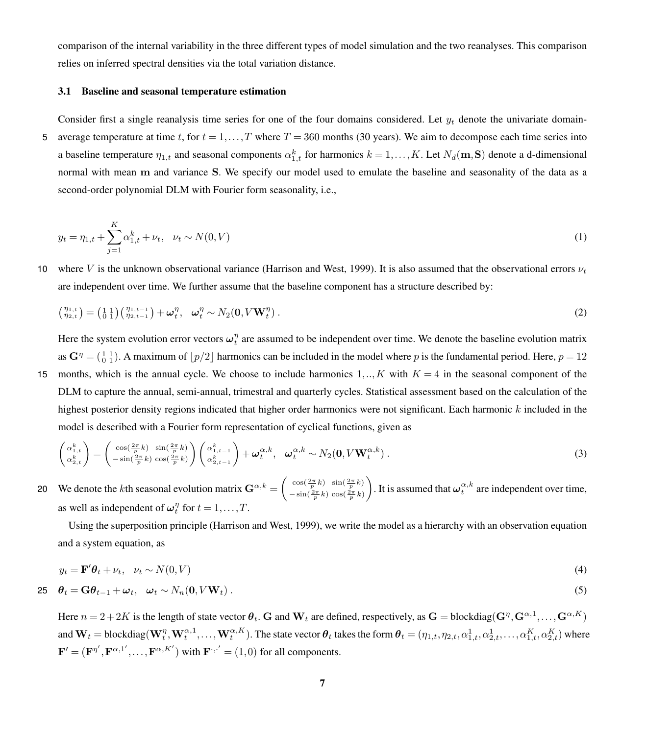comparison of the internal variability in the three different types of model simulation and the two reanalyses. This comparison relies on inferred spectral densities via the total variation distance.

### 3.1 Baseline and seasonal temperature estimation

Consider first a single reanalysis time series for one of the four domains considered. Let $y_t$ denote the univariate domain-average temperature at time $t$, for $t = 1, \ldots, T$ where $T = 360$ months (30 years). We aim to decompose each time series into a baseline temperature $\eta_{1,t}$ and seasonal components $\alpha_{1,t}^k$ for harmonics $k = 1, \ldots, K$. Let $N_d(\mathbf{m}, \mathbf{S})$ denote a d-dimensional normal with mean $\mathbf{m}$ and variance $\mathbf{S}$. We specify our model used to emulate the baseline and seasonality of the data as a second-order polynomial DLM with Fourier form seasonality, i.e.,

$$y_t = \eta_{1,t} + \sum_{j=1}^{K} \alpha_{1,t}^k + \nu_t, \quad \nu_t \sim N(0, V) \tag{1}$$

where $V$ is the unknown observational variance (Harrison and West, 1999). It is also assumed that the observational errors $\nu_t$ are independent over time. We further assume that the baseline component has a structure described by:

$$\begin{pmatrix} \eta_{1,t} \\ \eta_{2,t} \end{pmatrix} = \begin{pmatrix} 1 & 1 \\ 0 & 1 \end{pmatrix} \begin{pmatrix} \eta_{1,t-1} \\ \eta_{2,t-1} \end{pmatrix} + \boldsymbol{\omega}_t^\eta, \quad \boldsymbol{\omega}_t^\eta \sim N_2(\mathbf{0}, V\mathbf{W}_t^\eta). \tag{2}$$

Here the system evolution error vectors $\boldsymbol{\omega}_t^\eta$ are assumed to be independent over time. We denote the baseline evolution matrix as $\mathbf{G}^\eta = \begin{pmatrix} 1 & 1 \\ 0 & 1 \end{pmatrix}$. A maximum of $\lfloor p/2 \rfloor$ harmonics can be included in the model where $p$ is the fundamental period. Here, $p = 12$ months, which is the annual cycle. We choose to include harmonics $1, .., K$ with $K = 4$ in the seasonal component of the DLM to capture the annual, semi-annual, trimestral and quarterly cycles. Statistical assessment based on the calculation of the highest posterior density regions indicated that higher order harmonics were not significant. Each harmonic $k$ included in the model is described with a Fourier form representation of cyclical functions, given as

$$\begin{pmatrix} \alpha_{1,t}^k \\ \alpha_{2,t}^k \end{pmatrix} = \begin{pmatrix} \cos(\frac{2\pi}{p}k) & \sin(\frac{2\pi}{p}k) \\ -\sin(\frac{2\pi}{p}k) & \cos(\frac{2\pi}{p}k) \end{pmatrix} \begin{pmatrix} \alpha_{1,t-1}^k \\ \alpha_{2,t-1}^k \end{pmatrix} + \boldsymbol{\omega}_t^{\alpha,k}, \quad \boldsymbol{\omega}_t^{\alpha,k} \sim N_2(\mathbf{0}, V\mathbf{W}_t^{\alpha,k}). \tag{3}$$

We denote the $k$th seasonal evolution matrix $\mathbf{G}^{\alpha,k} = \begin{pmatrix} \cos(\frac{2\pi}{p}k) & \sin(\frac{2\pi}{p}k) \\ -\sin(\frac{2\pi}{p}k) & \cos(\frac{2\pi}{p}k) \end{pmatrix}$. It is assumed that $\boldsymbol{\omega}_t^{\alpha,k}$ are independent over time, as well as independent of $\boldsymbol{\omega}_t^\eta$ for $t = 1, \ldots, T$.

Using the superposition principle (Harrison and West, 1999), we write the model as a hierarchy with an observation equation and a system equation, as

$$y_t = \mathbf{F}'\boldsymbol{\theta}_t + \nu_t, \quad \nu_t \sim N(0, V) \tag{4}$$

$$\boldsymbol{\theta}_t = \mathbf{G}\boldsymbol{\theta}_{t-1} + \boldsymbol{\omega}_t, \quad \boldsymbol{\omega}_t \sim N_n(\mathbf{0}, V\mathbf{W}_t). \tag{5}$$

Here $n = 2 + 2K$ is the length of state vector $\boldsymbol{\theta}_t$. $\mathbf{G}$ and $\mathbf{W}_t$ are defined, respectively, as $\mathbf{G} = \text{blockdiag}(\mathbf{G}^\eta, \mathbf{G}^{\alpha,1}, \ldots, \mathbf{G}^{\alpha,K})$ and $\mathbf{W}_t = \text{blockdiag}(\mathbf{W}_t^\eta, \mathbf{W}_t^{\alpha,1}, \ldots, \mathbf{W}_t^{\alpha,K})$. The state vector $\boldsymbol{\theta}_t$ takes the form $\boldsymbol{\theta}_t = (\eta_{1,t}, \eta_{2,t}, \alpha_{1,t}^1, \alpha_{2,t}^1, \ldots, \alpha_{1,t}^K, \alpha_{2,t}^K)$ where $\mathbf{F}' = (\mathbf{F}^{\eta'}, \mathbf{F}^{\alpha,1'}, \ldots, \mathbf{F}^{\alpha,K'})$ with $\mathbf{F}^{\cdot,\cdot'} = (1, 0)$ for all components.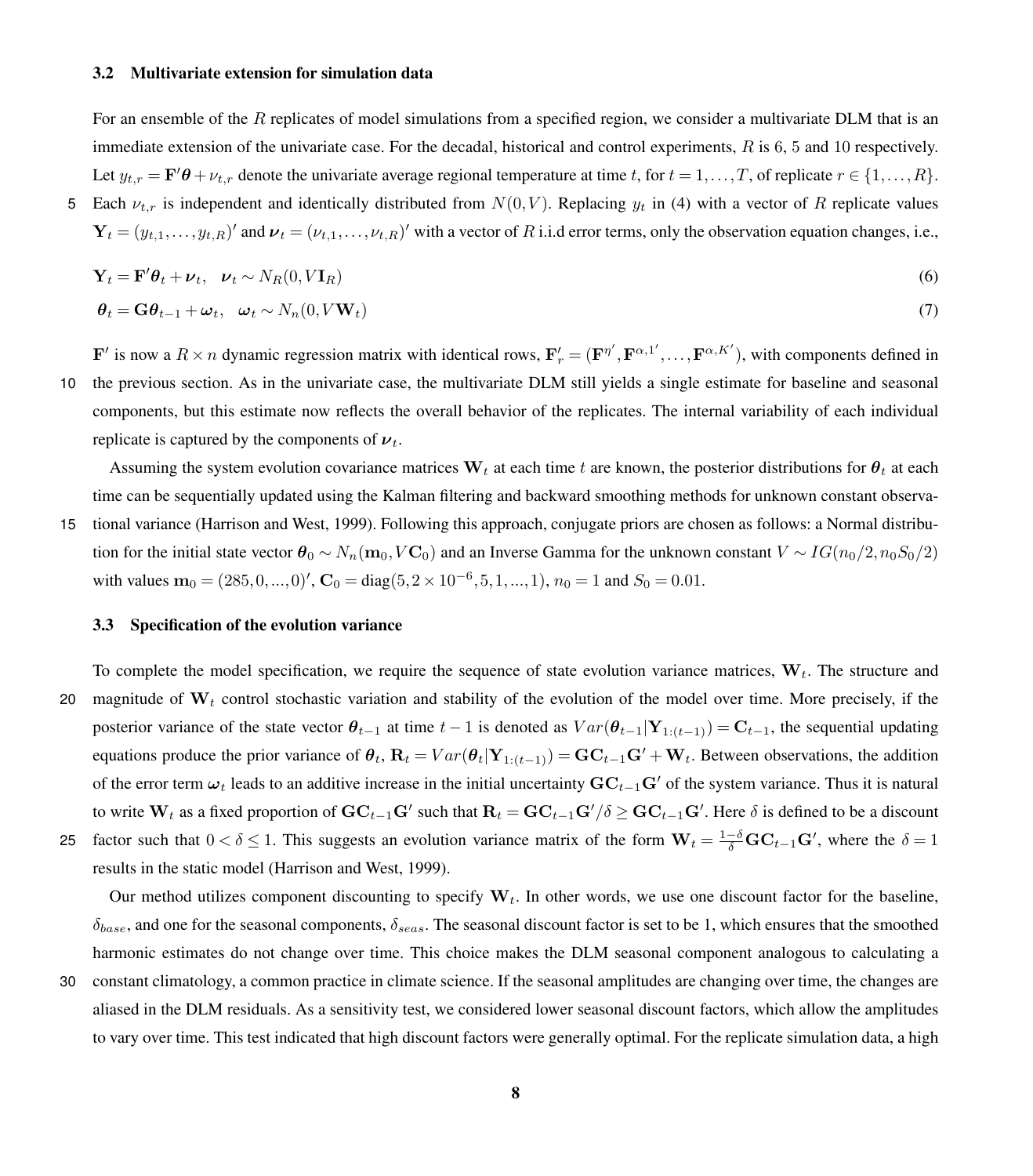### 3.2 Multivariate extension for simulation data

For an ensemble of the $R$ replicates of model simulations from a specified region, we consider a multivariate DLM that is an immediate extension of the univariate case. For the decadal, historical and control experiments, $R$ is 6, 5 and 10 respectively. Let $y_{t,r} = \mathbf{F}'\boldsymbol{\theta} + \nu_{t,r}$ denote the univariate average regional temperature at time $t$, for $t = 1, \ldots, T$, of replicate $r \in \{1, \ldots, R\}$. Each $\nu_{t,r}$ is independent and identically distributed from $N(0, V)$. Replacing $y_t$ in (4) with a vector of $R$ replicate values $\mathbf{Y}_t = (y_{t,1}, \ldots, y_{t,R})'$ and $\boldsymbol{\nu}_t = (\nu_{t,1}, \ldots, \nu_{t,R})'$ with a vector of $R$ i.i.d error terms, only the observation equation changes, i.e.,

$$\mathbf{Y}_t = \mathbf{F}'\boldsymbol{\theta}_t + \boldsymbol{\nu}_t, \quad \boldsymbol{\nu}_t \sim N_R(0, V\mathbf{I}_R) \tag{6}$$

$$\boldsymbol{\theta}_t = \mathbf{G}\boldsymbol{\theta}_{t-1} + \boldsymbol{\omega}_t, \quad \boldsymbol{\omega}_t \sim N_n(0, V\mathbf{W}_t) \tag{7}$$

$\mathbf{F}'$ is now a $R \times n$ dynamic regression matrix with identical rows, $\mathbf{F}'_r = (\mathbf{F}^{\eta'}, \mathbf{F}^{\alpha,1'}, \ldots, \mathbf{F}^{\alpha,K'})$, with components defined in the previous section. As in the univariate case, the multivariate DLM still yields a single estimate for baseline and seasonal components, but this estimate now reflects the overall behavior of the replicates. The internal variability of each individual replicate is captured by the components of $\boldsymbol{\nu}_t$.

Assuming the system evolution covariance matrices $\mathbf{W}_t$ at each time $t$ are known, the posterior distributions for $\boldsymbol{\theta}_t$ at each time can be sequentially updated using the Kalman filtering and backward smoothing methods for unknown constant observational variance (Harrison and West, 1999). Following this approach, conjugate priors are chosen as follows: a Normal distribution for the initial state vector $\boldsymbol{\theta}_0 \sim N_n(\mathbf{m}_0, V\mathbf{C}_0)$ and an Inverse Gamma for the unknown constant $V \sim IG(n_0/2, n_0 S_0/2)$ with values $\mathbf{m}_0 = (285, 0, ..., 0)'$, $\mathbf{C}_0 = \text{diag}(5, 2\times10^{-6}, 5, 1, ..., 1)$, $n_0 = 1$ and $S_0 = 0.01$.

### 3.3 Specification of the evolution variance

To complete the model specification, we require the sequence of state evolution variance matrices, $\mathbf{W}_t$. The structure and magnitude of $\mathbf{W}_t$ control stochastic variation and stability of the evolution of the model over time. More precisely, if the posterior variance of the state vector $\boldsymbol{\theta}_{t-1}$ at time $t-1$ is denoted as $Var(\boldsymbol{\theta}_{t-1}|\mathbf{Y}_{1:(t-1)}) = \mathbf{C}_{t-1}$, the sequential updating equations produce the prior variance of $\boldsymbol{\theta}_t$, $\mathbf{R}_t = Var(\boldsymbol{\theta}_t|\mathbf{Y}_{1:(t-1)}) = \mathbf{G}\mathbf{C}_{t-1}\mathbf{G}' + \mathbf{W}_t$. Between observations, the addition of the error term $\boldsymbol{\omega}_t$ leads to an additive increase in the initial uncertainty $\mathbf{G}\mathbf{C}_{t-1}\mathbf{G}'$ of the system variance. Thus it is natural to write $\mathbf{W}_t$ as a fixed proportion of $\mathbf{G}\mathbf{C}_{t-1}\mathbf{G}'$ such that $\mathbf{R}_t = \mathbf{G}\mathbf{C}_{t-1}\mathbf{G}'/\delta \geq \mathbf{G}\mathbf{C}_{t-1}\mathbf{G}'$. Here $\delta$ is defined to be a discount factor such that $0 < \delta \leq 1$. This suggests an evolution variance matrix of the form $\mathbf{W}_t = \frac{1-\delta}{\delta}\mathbf{G}\mathbf{C}_{t-1}\mathbf{G}'$, where the $\delta = 1$ results in the static model (Harrison and West, 1999).

Our method utilizes component discounting to specify $\mathbf{W}_t$. In other words, we use one discount factor for the baseline, $\delta_{base}$, and one for the seasonal components, $\delta_{seas}$. The seasonal discount factor is set to be 1, which ensures that the smoothed harmonic estimates do not change over time. This choice makes the DLM seasonal component analogous to calculating a constant climatology, a common practice in climate science. If the seasonal amplitudes are changing over time, the changes are aliased in the DLM residuals. As a sensitivity test, we considered lower seasonal discount factors, which allow the amplitudes to vary over time. This test indicated that high discount factors were generally optimal. For the replicate simulation data, a high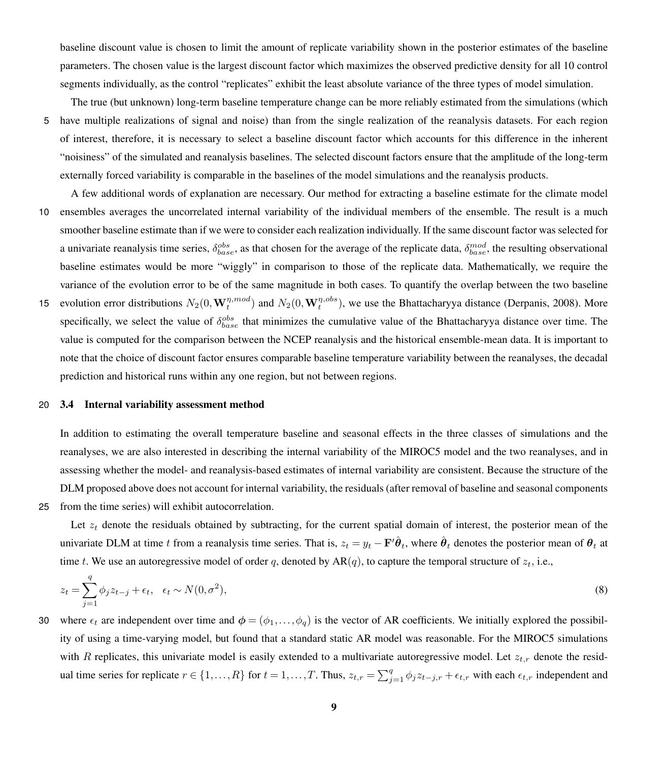baseline discount value is chosen to limit the amount of replicate variability shown in the posterior estimates of the baseline parameters. The chosen value is the largest discount factor which maximizes the observed predictive density for all 10 control segments individually, as the control "replicates" exhibit the least absolute variance of the three types of model simulation.

The true (but unknown) long-term baseline temperature change can be more reliably estimated from the simulations (which have multiple realizations of signal and noise) than from the single realization of the reanalysis datasets. For each region of interest, therefore, it is necessary to select a baseline discount factor which accounts for this difference in the inherent "noisiness" of the simulated and reanalysis baselines. The selected discount factors ensure that the amplitude of the long-term externally forced variability is comparable in the baselines of the model simulations and the reanalysis products.

A few additional words of explanation are necessary. Our method for extracting a baseline estimate for the climate model ensembles averages the uncorrelated internal variability of the individual members of the ensemble. The result is a much smoother baseline estimate than if we were to consider each realization individually. If the same discount factor was selected for a univariate reanalysis time series, $\delta_{base}^{obs}$, as that chosen for the average of the replicate data, $\delta_{base}^{mod}$, the resulting observational baseline estimates would be more "wiggly" in comparison to those of the replicate data. Mathematically, we require the variance of the evolution error to be of the same magnitude in both cases. To quantify the overlap between the two baseline evolution error distributions $N_2(0, \mathbf{W}_t^{\eta,mod})$ and $N_2(0, \mathbf{W}_t^{\eta,obs})$, we use the Bhattacharyya distance (Derpanis, 2008). More specifically, we select the value of $\delta_{base}^{obs}$ that minimizes the cumulative value of the Bhattacharyya distance over time. The value is computed for the comparison between the NCEP reanalysis and the historical ensemble-mean data. It is important to note that the choice of discount factor ensures comparable baseline temperature variability between the reanalyses, the decadal prediction and historical runs within any one region, but not between regions.

### 3.4 Internal variability assessment method

In addition to estimating the overall temperature baseline and seasonal effects in the three classes of simulations and the reanalyses, we are also interested in describing the internal variability of the MIROC5 model and the two reanalyses, and in assessing whether the model- and reanalysis-based estimates of internal variability are consistent. Because the structure of the DLM proposed above does not account for internal variability, the residuals (after removal of baseline and seasonal components from the time series) will exhibit autocorrelation.

Let $z_t$ denote the residuals obtained by subtracting, for the current spatial domain of interest, the posterior mean of the univariate DLM at time $t$ from a reanalysis time series. That is, $z_t = y_t - \mathbf{F}'\hat{\boldsymbol{\theta}}_t$, where $\hat{\boldsymbol{\theta}}_t$ denotes the posterior mean of $\boldsymbol{\theta}_t$ at time $t$. We use an autoregressive model of order $q$, denoted by AR($q$), to capture the temporal structure of $z_t$, i.e.,

$$z_t = \sum_{j=1}^{q} \phi_j z_{t-j} + \epsilon_t, \quad \epsilon_t \sim N(0, \sigma^2), \tag{8}$$

where $\epsilon_t$ are independent over time and $\boldsymbol{\phi} = (\phi_1, \ldots, \phi_q)$ is the vector of AR coefficients. We initially explored the possibility of using a time-varying model, but found that a standard static AR model was reasonable. For the MIROC5 simulations with $R$ replicates, this univariate model is easily extended to a multivariate autoregressive model. Let $z_{t,r}$ denote the residual time series for replicate $r \in \{1, \ldots, R\}$ for $t = 1, \ldots, T$. Thus, $z_{t,r} = \sum_{j=1}^{q} \phi_j z_{t-j,r} + \epsilon_{t,r}$ with each $\epsilon_{t,r}$ independent and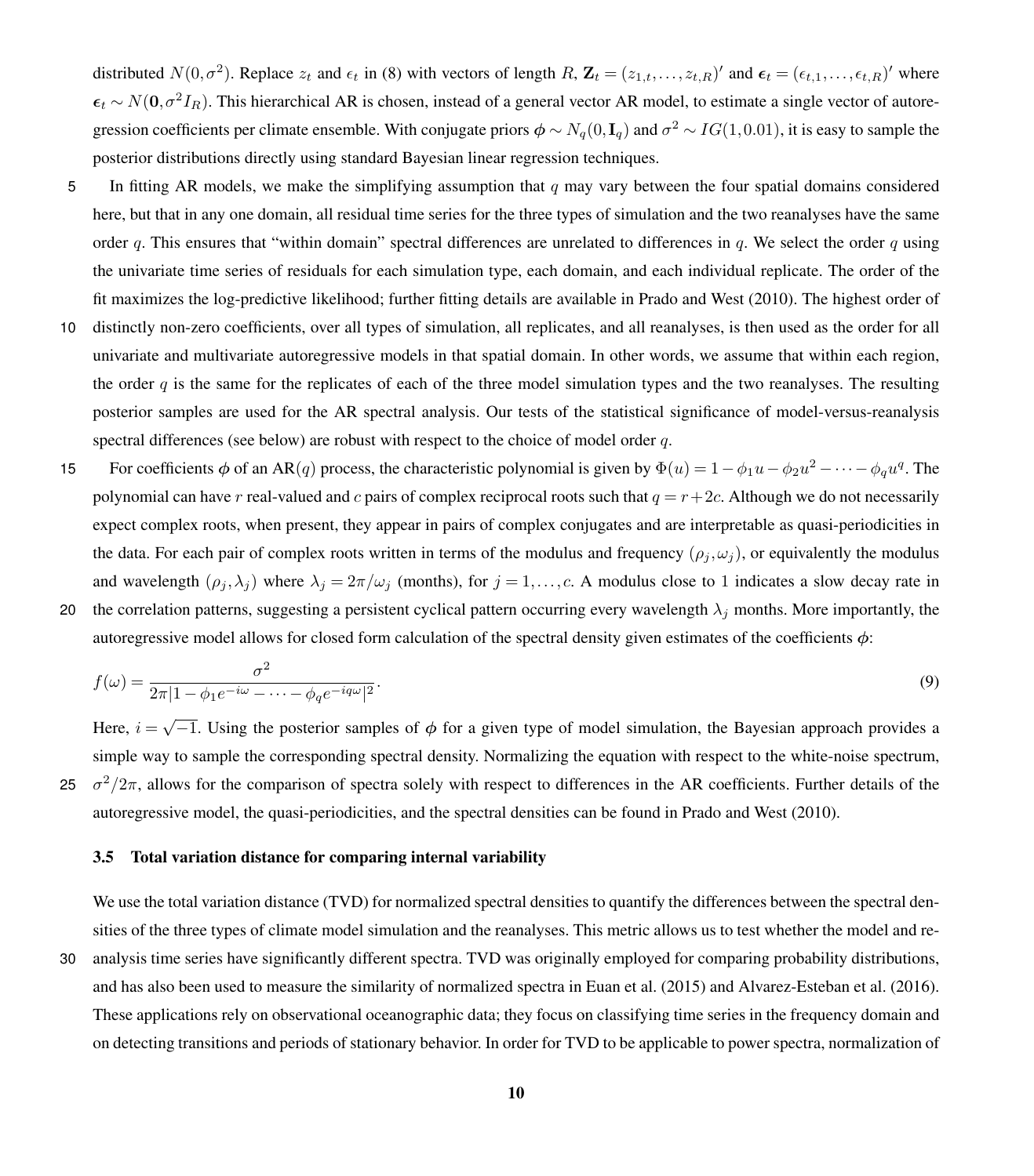distributed $N(0,\sigma^2)$. Replace $z_t$ and $\epsilon_t$ in (8) with vectors of length $R$, $\mathbf{Z}_t = (z_{1,t},\ldots,z_{t,R})'$ and $\boldsymbol{\epsilon}_t = (\epsilon_{t,1},\ldots,\epsilon_{t,R})'$ where $\boldsymbol{\epsilon}_t \sim N(\mathbf{0},\sigma^2 I_R)$. This hierarchical AR is chosen, instead of a general vector AR model, to estimate a single vector of autoregression coefficients per climate ensemble. With conjugate priors $\boldsymbol{\phi} \sim N_q(0,\mathbf{I}_q)$ and $\sigma^2 \sim IG(1,0.01)$, it is easy to sample the posterior distributions directly using standard Bayesian linear regression techniques.

In fitting AR models, we make the simplifying assumption that $q$ may vary between the four spatial domains considered here, but that in any one domain, all residual time series for the three types of simulation and the two reanalyses have the same order $q$. This ensures that "within domain" spectral differences are unrelated to differences in $q$. We select the order $q$ using the univariate time series of residuals for each simulation type, each domain, and each individual replicate. The order of the fit maximizes the log-predictive likelihood; further fitting details are available in Prado and West (2010). The highest order of distinctly non-zero coefficients, over all types of simulation, all replicates, and all reanalyses, is then used as the order for all univariate and multivariate autoregressive models in that spatial domain. In other words, we assume that within each region, the order $q$ is the same for the replicates of each of the three model simulation types and the two reanalyses. The resulting posterior samples are used for the AR spectral analysis. Our tests of the statistical significance of model-versus-reanalysis spectral differences (see below) are robust with respect to the choice of model order $q$.

For coefficients $\boldsymbol{\phi}$ of an AR($q$) process, the characteristic polynomial is given by $\Phi(u) = 1-\phi_1 u - \phi_2 u^2 - \cdots - \phi_q u^q$. The polynomial can have $r$ real-valued and $c$ pairs of complex reciprocal roots such that $q = r+2c$. Although we do not necessarily expect complex roots, when present, they appear in pairs of complex conjugates and are interpretable as quasi-periodicities in the data. For each pair of complex roots written in terms of the modulus and frequency $(\rho_j,\omega_j)$, or equivalently the modulus and wavelength $(\rho_j,\lambda_j)$ where $\lambda_j = 2\pi/\omega_j$ (months), for $j=1,\ldots,c$. A modulus close to 1 indicates a slow decay rate in the correlation patterns, suggesting a persistent cyclical pattern occurring every wavelength $\lambda_j$ months. More importantly, the autoregressive model allows for closed form calculation of the spectral density given estimates of the coefficients $\boldsymbol{\phi}$:

$$f(\omega) = \frac{\sigma^2}{2\pi|1-\phi_1 e^{-i\omega} - \cdots - \phi_q e^{-iq\omega}|^2}. \tag{9}$$

Here, $i=\sqrt{-1}$. Using the posterior samples of $\boldsymbol{\phi}$ for a given type of model simulation, the Bayesian approach provides a simple way to sample the corresponding spectral density. Normalizing the equation with respect to the white-noise spectrum, $\sigma^2/2\pi$, allows for the comparison of spectra solely with respect to differences in the AR coefficients. Further details of the autoregressive model, the quasi-periodicities, and the spectral densities can be found in Prado and West (2010).

### 3.5 Total variation distance for comparing internal variability

We use the total variation distance (TVD) for normalized spectral densities to quantify the differences between the spectral densities of the three types of climate model simulation and the reanalyses. This metric allows us to test whether the model and reanalysis time series have significantly different spectra. TVD was originally employed for comparing probability distributions, and has also been used to measure the similarity of normalized spectra in Euan et al. (2015) and Alvarez-Esteban et al. (2016). These applications rely on observational oceanographic data; they focus on classifying time series in the frequency domain and on detecting transitions and periods of stationary behavior. In order for TVD to be applicable to power spectra, normalization of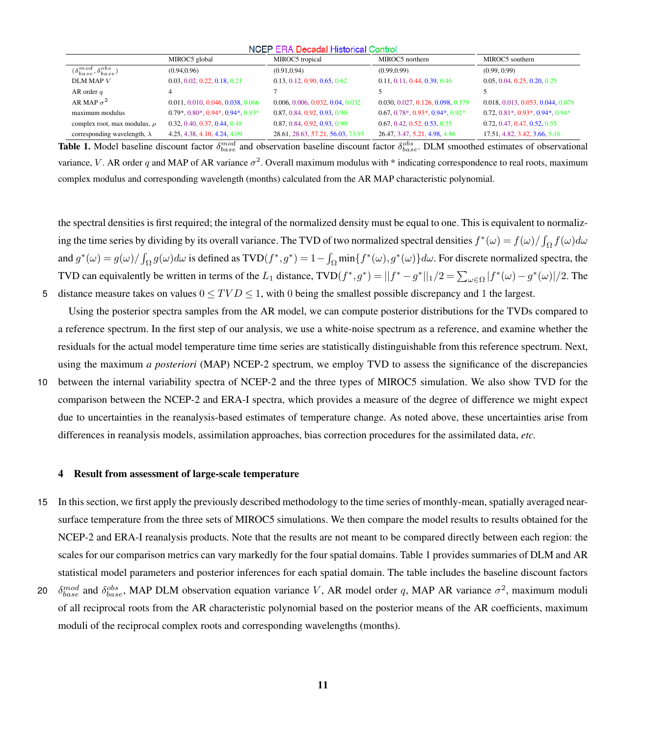NCEP ERA Decadal Historical Control

| | MIROC5 global | MIROC5 tropical | MIROC5 northern | MIROC5 southern |
|---|---|---|---|---|
| $(\delta_{base}^{mod}, \delta_{base}^{obs})$ | (0.94,0.96) | (0.91,0.94) | (0.99,0.99) | (0.99, 0.99) |
| DLM MAP $V$ | 0.03, 0.02, 0.22, 0.18, 0.21 | 0.13, 0.12, 0.90, 0.65, 0.62 | 0.11, 0.11, 0.44, 0.39, 0.46 | 0.05, 0.04, 0.25, 0.20, 0.25 |
| AR order $q$ | 4 | 7 | 5 | 5 |
| AR MAP $\sigma^2$ | 0.011, 0.010, 0.046, 0.038, 0.066 | 0.006, 0.006, 0.032, 0.04, 0.032 | 0.030, 0.027, 0.126, 0.098, 0.179 | 0.018, 0.013, 0.053, 0.044, 0.079 |
| maximum modulus | 0.79*, 0.80*, 0.94*, 0.94*, 0.93* | 0.87, 0.84, 0.92, 0.93, 0.90 | 0.67, 0.78*, 0.93*, 0.94*, 0.92* | 0.72, 0.81*, 0.93*, 0.94*, 0.94* |
| complex root, max modulus, $\rho$ | 0.32, 0.40, 0.37, 0.44, 0.48 | 0.87, 0.84, 0.92, 0.93, 0.90 | 0.67, 0.42, 0.52, 0.53, 0.55 | 0.72, 0.47, 0.47, 0.52, 0.55 |
| corresponding wavelength, $\lambda$ | 4.25, 4.38, 4.10, 4.24, 4.09 | 28.61, 28.63, 57.21, 56.03, 73.93 | 26.47, 3.47, 5.21, 4.98, 4.86 | 17.51, 4.82, 3.42, 3.66, 5.16 |

**Table 1.** Model baseline discount factor $\delta_{base}^{mod}$ and observation baseline discount factor $\delta_{base}^{obs}$. DLM smoothed estimates of observational variance, $V$. AR order $q$ and MAP of AR variance $\sigma^2$. Overall maximum modulus with * indicating correspondence to real roots, maximum complex modulus and corresponding wavelength (months) calculated from the AR MAP characteristic polynomial.

the spectral densities is first required; the integral of the normalized density must be equal to one. This is equivalent to normalizing the time series by dividing by its overall variance. The TVD of two normalized spectral densities $f^*(\omega) = f(\omega)/\int_\Omega f(\omega)d\omega$ and $g^*(\omega) = g(\omega)/\int_\Omega g(\omega)d\omega$ is defined as $\text{TVD}(f^*, g^*) = 1 - \int_\Omega \min\{f^*(\omega), g^*(\omega)\}d\omega$. For discrete normalized spectra, the TVD can equivalently be written in terms of the $L_1$ distance, $\text{TVD}(f^*, g^*) = ||f^* - g^*||_1/2 = \sum_{\omega\in\Omega}|f^*(\omega) - g^*(\omega)|/2$. The distance measure takes on values $0 \leq TVD \leq 1$, with 0 being the smallest possible discrepancy and 1 the largest.

Using the posterior spectra samples from the AR model, we can compute posterior distributions for the TVDs compared to a reference spectrum. In the first step of our analysis, we use a white-noise spectrum as a reference, and examine whether the residuals for the actual model temperature time time series are statistically distinguishable from this reference spectrum. Next, using the maximum *a posteriori* (MAP) NCEP-2 spectrum, we employ TVD to assess the significance of the discrepancies between the internal variability spectra of NCEP-2 and the three types of MIROC5 simulation. We also show TVD for the comparison between the NCEP-2 and ERA-I spectra, which provides a measure of the degree of difference we might expect due to uncertainties in the reanalysis-based estimates of temperature change. As noted above, these uncertainties arise from differences in reanalysis models, assimilation approaches, bias correction procedures for the assimilated data, *etc.*

## 4 Result from assessment of large-scale temperature

In this section, we first apply the previously described methodology to the time series of monthly-mean, spatially averaged near-surface temperature from the three sets of MIROC5 simulations. We then compare the model results to results obtained for the NCEP-2 and ERA-I reanalysis products. Note that the results are not meant to be compared directly between each region: the scales for our comparison metrics can vary markedly for the four spatial domains. Table 1 provides summaries of DLM and AR statistical model parameters and posterior inferences for each spatial domain. The table includes the baseline discount factors $\delta_{base}^{mod}$ and $\delta_{base}^{obs}$, MAP DLM observation equation variance $V$, AR model order $q$, MAP AR variance $\sigma^2$, maximum moduli of all reciprocal roots from the AR characteristic polynomial based on the posterior means of the AR coefficients, maximum moduli of the reciprocal complex roots and corresponding wavelengths (months).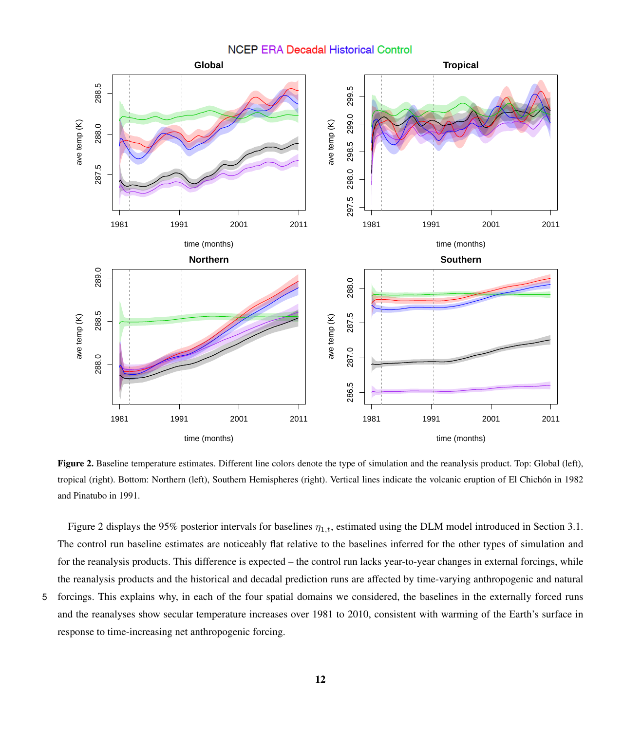**Figure 2.** Baseline temperature estimates. Different line colors denote the type of simulation and the reanalysis product. Top: Global (left), tropical (right). Bottom: Northern (left), Southern Hemispheres (right). Vertical lines indicate the volcanic eruption of El Chichón in 1982 and Pinatubo in 1991.

Figure 2 displays the 95% posterior intervals for baselines $\eta_{1,t}$, estimated using the DLM model introduced in Section 3.1. The control run baseline estimates are noticeably flat relative to the baselines inferred for the other types of simulation and for the reanalysis products. This difference is expected – the control run lacks year-to-year changes in external forcings, while the reanalysis products and the historical and decadal prediction runs are affected by time-varying anthropogenic and natural forcings. This explains why, in each of the four spatial domains we considered, the baselines in the externally forced runs and the reanalyses show secular temperature increases over 1981 to 2010, consistent with warming of the Earth's surface in response to time-increasing net anthropogenic forcing.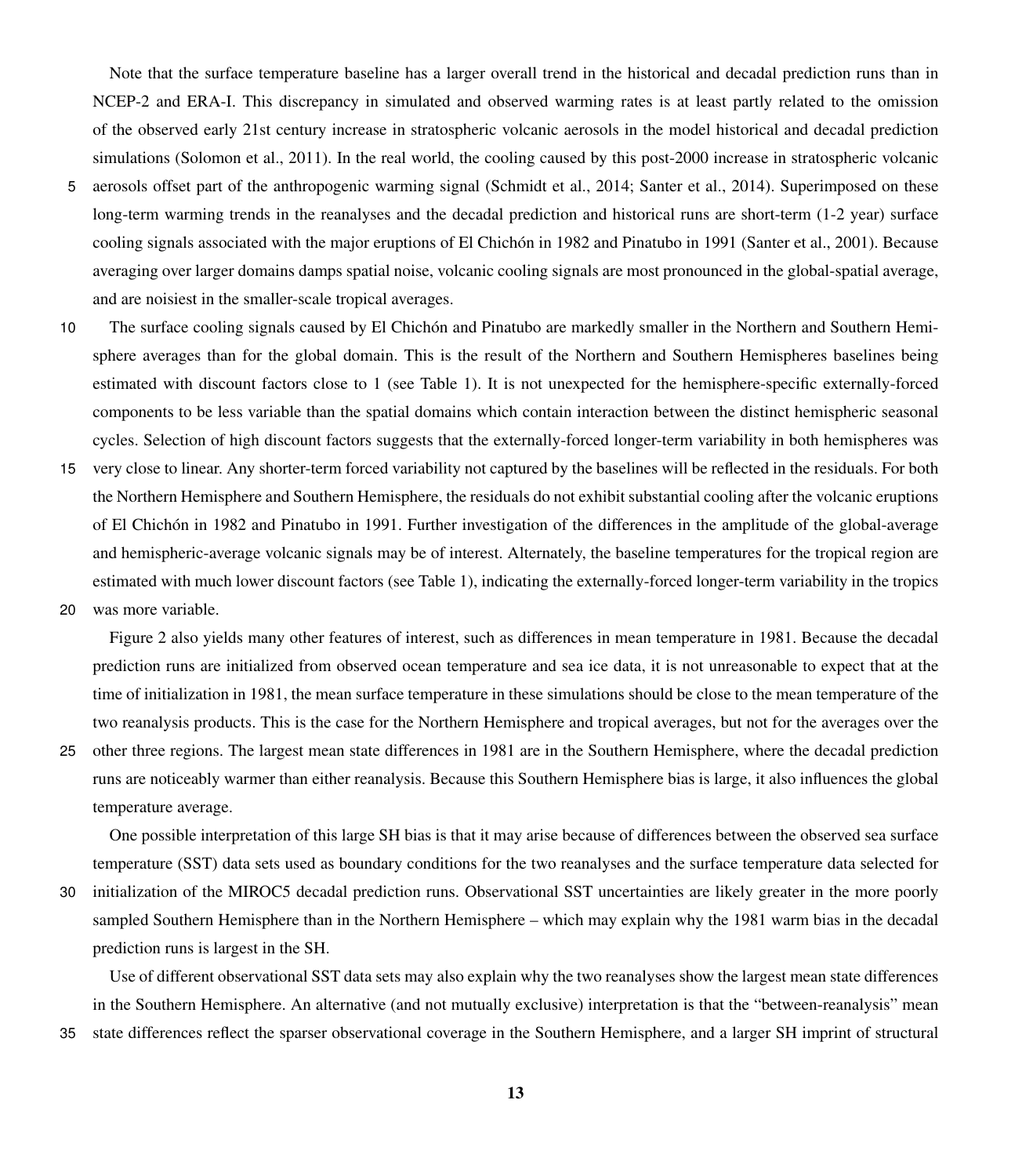Note that the surface temperature baseline has a larger overall trend in the historical and decadal prediction runs than in NCEP-2 and ERA-I. This discrepancy in simulated and observed warming rates is at least partly related to the omission of the observed early 21st century increase in stratospheric volcanic aerosols in the model historical and decadal prediction simulations (Solomon et al., 2011). In the real world, the cooling caused by this post-2000 increase in stratospheric volcanic aerosols offset part of the anthropogenic warming signal (Schmidt et al., 2014; Santer et al., 2014). Superimposed on these long-term warming trends in the reanalyses and the decadal prediction and historical runs are short-term (1-2 year) surface cooling signals associated with the major eruptions of El Chichón in 1982 and Pinatubo in 1991 (Santer et al., 2001). Because averaging over larger domains damps spatial noise, volcanic cooling signals are most pronounced in the global-spatial average, and are noisiest in the smaller-scale tropical averages.

The surface cooling signals caused by El Chichón and Pinatubo are markedly smaller in the Northern and Southern Hemisphere averages than for the global domain. This is the result of the Northern and Southern Hemispheres baselines being estimated with discount factors close to 1 (see Table 1). It is not unexpected for the hemisphere-specific externally-forced components to be less variable than the spatial domains which contain interaction between the distinct hemispheric seasonal cycles. Selection of high discount factors suggests that the externally-forced longer-term variability in both hemispheres was very close to linear. Any shorter-term forced variability not captured by the baselines will be reflected in the residuals. For both the Northern Hemisphere and Southern Hemisphere, the residuals do not exhibit substantial cooling after the volcanic eruptions of El Chichón in 1982 and Pinatubo in 1991. Further investigation of the differences in the amplitude of the global-average and hemispheric-average volcanic signals may be of interest. Alternately, the baseline temperatures for the tropical region are estimated with much lower discount factors (see Table 1), indicating the externally-forced longer-term variability in the tropics was more variable.

Figure 2 also yields many other features of interest, such as differences in mean temperature in 1981. Because the decadal prediction runs are initialized from observed ocean temperature and sea ice data, it is not unreasonable to expect that at the time of initialization in 1981, the mean surface temperature in these simulations should be close to the mean temperature of the two reanalysis products. This is the case for the Northern Hemisphere and tropical averages, but not for the averages over the other three regions. The largest mean state differences in 1981 are in the Southern Hemisphere, where the decadal prediction runs are noticeably warmer than either reanalysis. Because this Southern Hemisphere bias is large, it also influences the global temperature average.

One possible interpretation of this large SH bias is that it may arise because of differences between the observed sea surface temperature (SST) data sets used as boundary conditions for the two reanalyses and the surface temperature data selected for initialization of the MIROC5 decadal prediction runs. Observational SST uncertainties are likely greater in the more poorly sampled Southern Hemisphere than in the Northern Hemisphere – which may explain why the 1981 warm bias in the decadal prediction runs is largest in the SH.

Use of different observational SST data sets may also explain why the two reanalyses show the largest mean state differences in the Southern Hemisphere. An alternative (and not mutually exclusive) interpretation is that the "between-reanalysis" mean state differences reflect the sparser observational coverage in the Southern Hemisphere, and a larger SH imprint of structural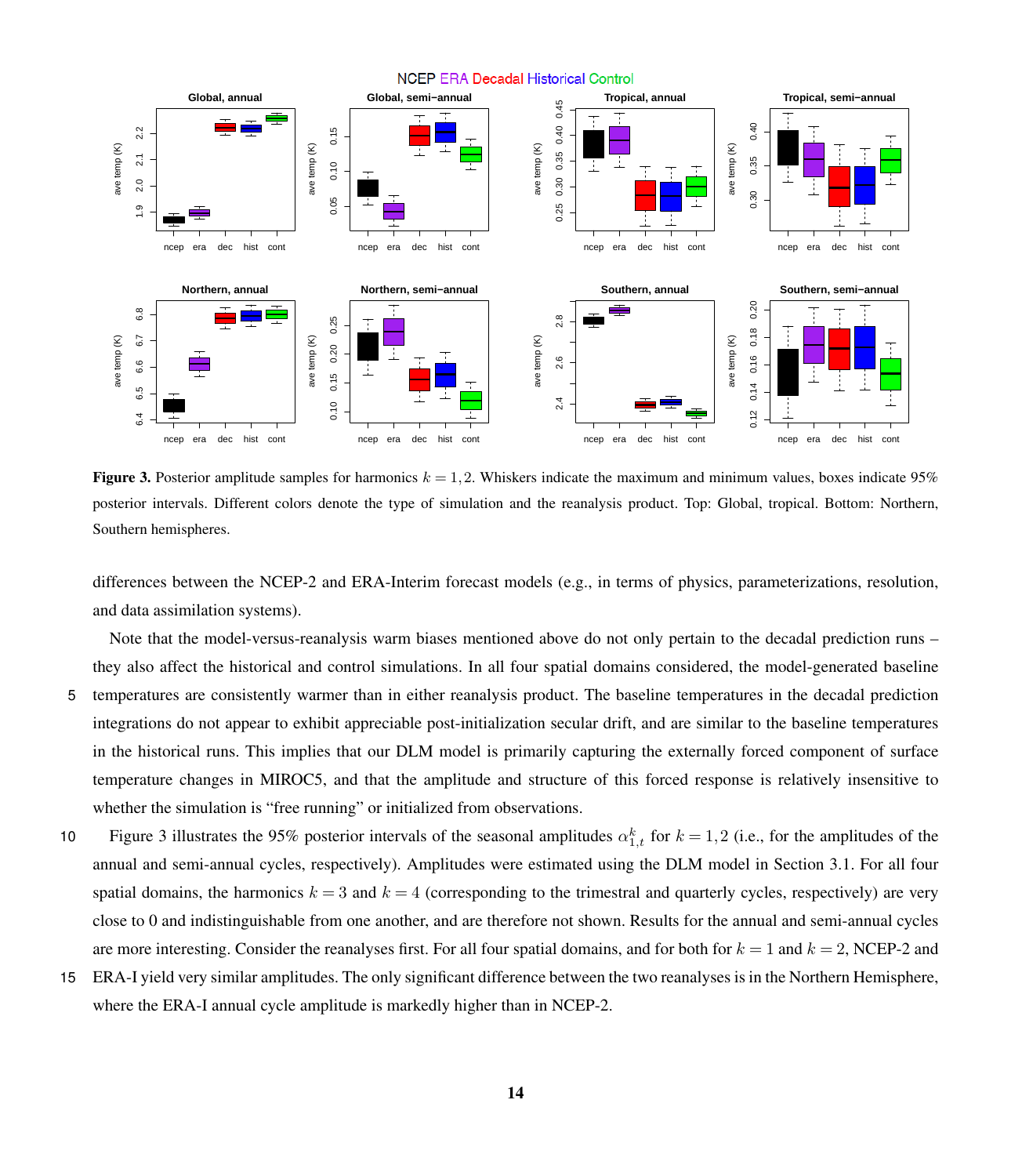Figure 3. Posterior amplitude samples for harmonics $k = 1, 2$. Whiskers indicate the maximum and minimum values, boxes indicate 95% posterior intervals. Different colors denote the type of simulation and the reanalysis product. Top: Global, tropical. Bottom: Northern, Southern hemispheres.

differences between the NCEP-2 and ERA-Interim forecast models (e.g., in terms of physics, parameterizations, resolution, and data assimilation systems).

Note that the model-versus-reanalysis warm biases mentioned above do not only pertain to the decadal prediction runs – they also affect the historical and control simulations. In all four spatial domains considered, the model-generated baseline temperatures are consistently warmer than in either reanalysis product. The baseline temperatures in the decadal prediction integrations do not appear to exhibit appreciable post-initialization secular drift, and are similar to the baseline temperatures in the historical runs. This implies that our DLM model is primarily capturing the externally forced component of surface temperature changes in MIROC5, and that the amplitude and structure of this forced response is relatively insensitive to whether the simulation is "free running" or initialized from observations.

Figure 3 illustrates the 95% posterior intervals of the seasonal amplitudes $\alpha^k_{1,t}$ for $k = 1, 2$ (i.e., for the amplitudes of the annual and semi-annual cycles, respectively). Amplitudes were estimated using the DLM model in Section 3.1. For all four spatial domains, the harmonics $k = 3$ and $k = 4$ (corresponding to the trimestral and quarterly cycles, respectively) are very close to 0 and indistinguishable from one another, and are therefore not shown. Results for the annual and semi-annual cycles are more interesting. Consider the reanalyses first. For all four spatial domains, and for both for $k = 1$ and $k = 2$, NCEP-2 and ERA-I yield very similar amplitudes. The only significant difference between the two reanalyses is in the Northern Hemisphere, where the ERA-I annual cycle amplitude is markedly higher than in NCEP-2.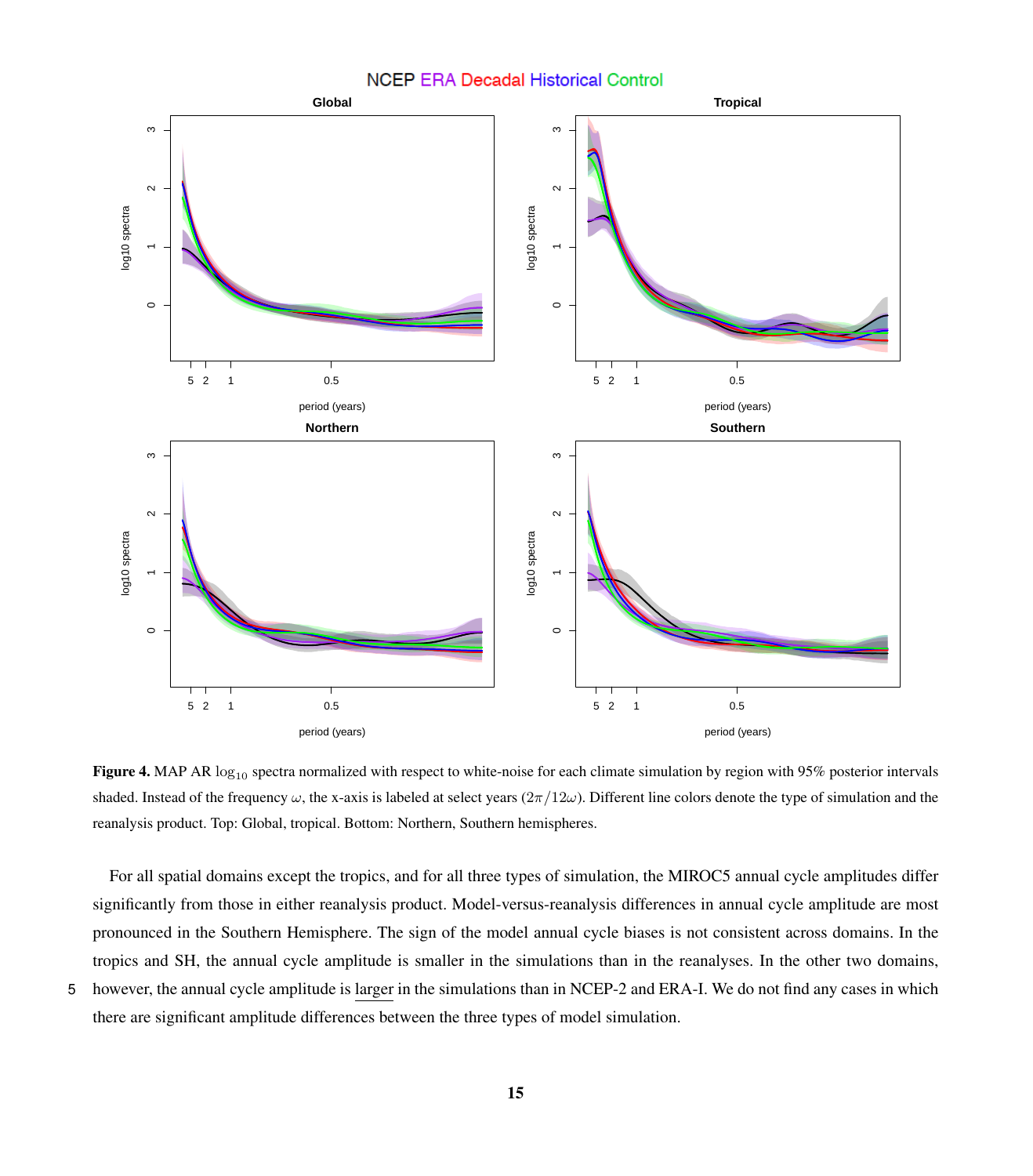**Figure 4.** MAP AR $\log_{10}$ spectra normalized with respect to white-noise for each climate simulation by region with 95% posterior intervals shaded. Instead of the frequency $\omega$, the x-axis is labeled at select years $(2\pi/12\omega)$. Different line colors denote the type of simulation and the reanalysis product. Top: Global, tropical. Bottom: Northern, Southern hemispheres.

For all spatial domains except the tropics, and for all three types of simulation, the MIROC5 annual cycle amplitudes differ significantly from those in either reanalysis product. Model-versus-reanalysis differences in annual cycle amplitude are most pronounced in the Southern Hemisphere. The sign of the model annual cycle biases is not consistent across domains. In the tropics and SH, the annual cycle amplitude is smaller in the simulations than in the reanalyses. In the other two domains, however, the annual cycle amplitude is larger in the simulations than in NCEP-2 and ERA-I. We do not find any cases in which there are significant amplitude differences between the three types of model simulation.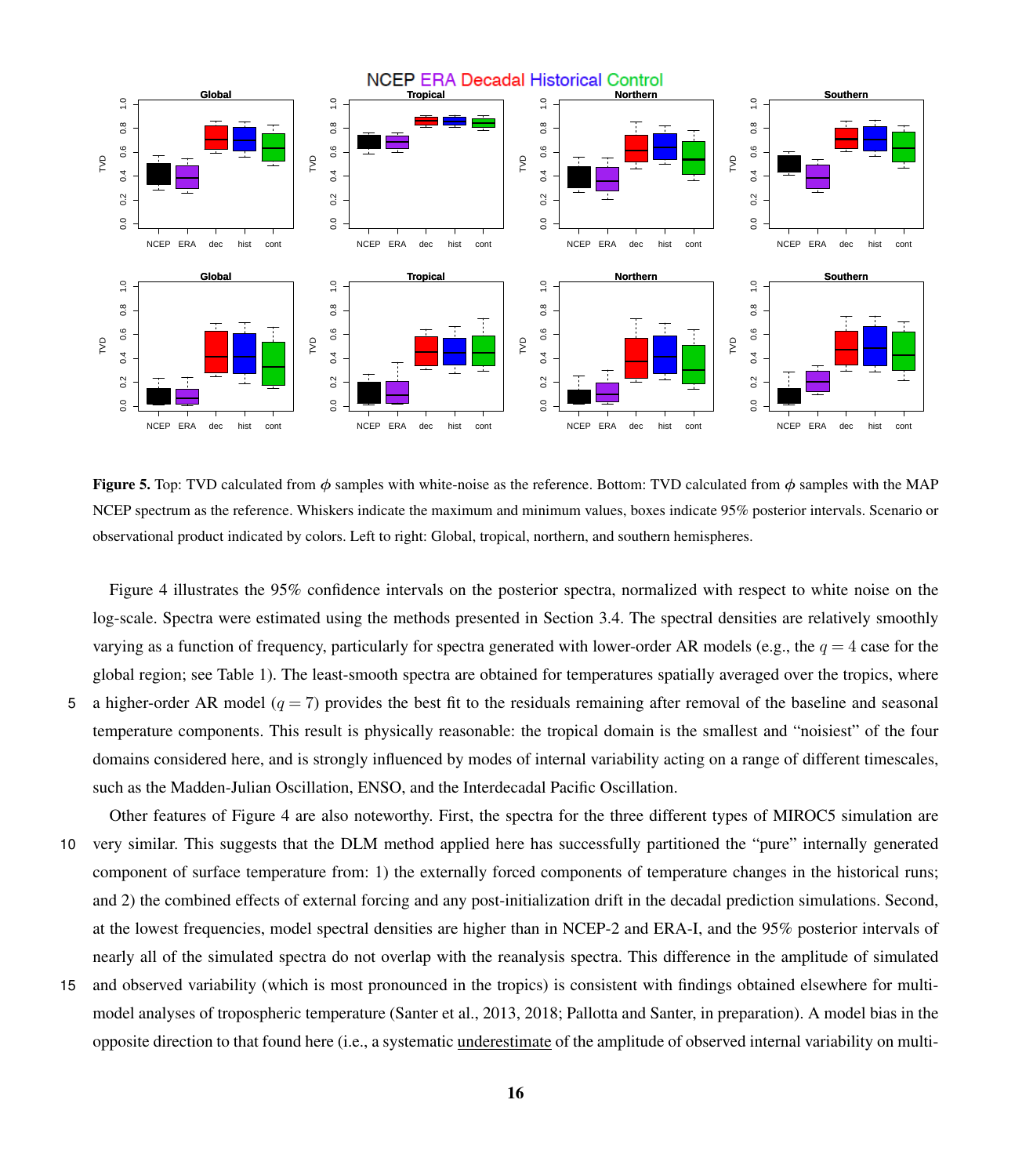**Figure 5.** Top: TVD calculated from $\phi$ samples with white-noise as the reference. Bottom: TVD calculated from $\phi$ samples with the MAP NCEP spectrum as the reference. Whiskers indicate the maximum and minimum values, boxes indicate 95% posterior intervals. Scenario or observational product indicated by colors. Left to right: Global, tropical, northern, and southern hemispheres.

Figure 4 illustrates the 95% confidence intervals on the posterior spectra, normalized with respect to white noise on the log-scale. Spectra were estimated using the methods presented in Section 3.4. The spectral densities are relatively smoothly varying as a function of frequency, particularly for spectra generated with lower-order AR models (e.g., the $q = 4$ case for the global region; see Table 1). The least-smooth spectra are obtained for temperatures spatially averaged over the tropics, where a higher-order AR model ($q = 7$) provides the best fit to the residuals remaining after removal of the baseline and seasonal temperature components. This result is physically reasonable: the tropical domain is the smallest and "noisiest" of the four domains considered here, and is strongly influenced by modes of internal variability acting on a range of different timescales, such as the Madden-Julian Oscillation, ENSO, and the Interdecadal Pacific Oscillation.

Other features of Figure 4 are also noteworthy. First, the spectra for the three different types of MIROC5 simulation are very similar. This suggests that the DLM method applied here has successfully partitioned the "pure" internally generated component of surface temperature from: 1) the externally forced components of temperature changes in the historical runs; and 2) the combined effects of external forcing and any post-initialization drift in the decadal prediction simulations. Second, at the lowest frequencies, model spectral densities are higher than in NCEP-2 and ERA-I, and the 95% posterior intervals of nearly all of the simulated spectra do not overlap with the reanalysis spectra. This difference in the amplitude of simulated and observed variability (which is most pronounced in the tropics) is consistent with findings obtained elsewhere for multi-model analyses of tropospheric temperature (Santer et al., 2013, 2018; Pallotta and Santer, in preparation). A model bias in the opposite direction to that found here (i.e., a systematic underestimate of the amplitude of observed internal variability on multi-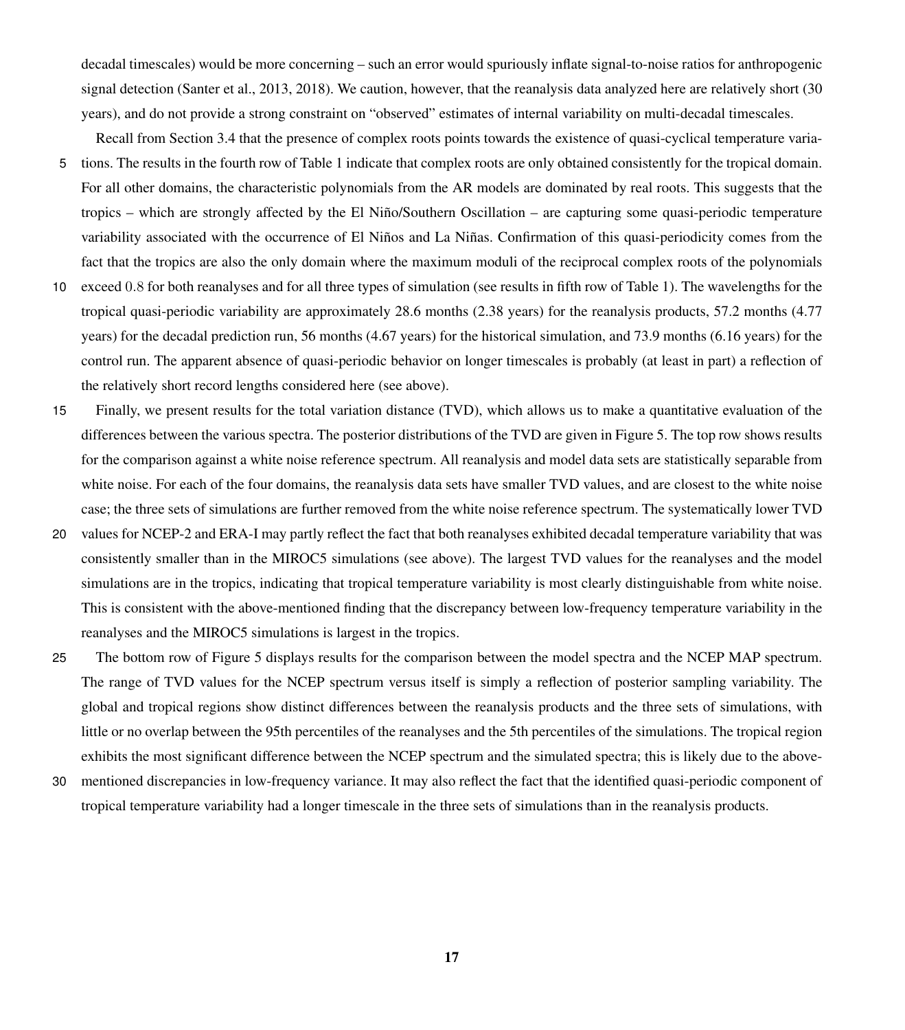decadal timescales) would be more concerning – such an error would spuriously inflate signal-to-noise ratios for anthropogenic signal detection (Santer et al., 2013, 2018). We caution, however, that the reanalysis data analyzed here are relatively short (30 years), and do not provide a strong constraint on "observed" estimates of internal variability on multi-decadal timescales.

Recall from Section 3.4 that the presence of complex roots points towards the existence of quasi-cyclical temperature variations. The results in the fourth row of Table 1 indicate that complex roots are only obtained consistently for the tropical domain. For all other domains, the characteristic polynomials from the AR models are dominated by real roots. This suggests that the tropics – which are strongly affected by the El Niño/Southern Oscillation – are capturing some quasi-periodic temperature variability associated with the occurrence of El Niños and La Niñas. Confirmation of this quasi-periodicity comes from the fact that the tropics are also the only domain where the maximum moduli of the reciprocal complex roots of the polynomials exceed $0.8$ for both reanalyses and for all three types of simulation (see results in fifth row of Table 1). The wavelengths for the tropical quasi-periodic variability are approximately 28.6 months (2.38 years) for the reanalysis products, 57.2 months (4.77 years) for the decadal prediction run, 56 months (4.67 years) for the historical simulation, and 73.9 months (6.16 years) for the control run. The apparent absence of quasi-periodic behavior on longer timescales is probably (at least in part) a reflection of the relatively short record lengths considered here (see above).

Finally, we present results for the total variation distance (TVD), which allows us to make a quantitative evaluation of the differences between the various spectra. The posterior distributions of the TVD are given in Figure 5. The top row shows results for the comparison against a white noise reference spectrum. All reanalysis and model data sets are statistically separable from white noise. For each of the four domains, the reanalysis data sets have smaller TVD values, and are closest to the white noise case; the three sets of simulations are further removed from the white noise reference spectrum. The systematically lower TVD values for NCEP-2 and ERA-I may partly reflect the fact that both reanalyses exhibited decadal temperature variability that was consistently smaller than in the MIROC5 simulations (see above). The largest TVD values for the reanalyses and the model simulations are in the tropics, indicating that tropical temperature variability is most clearly distinguishable from white noise. This is consistent with the above-mentioned finding that the discrepancy between low-frequency temperature variability in the reanalyses and the MIROC5 simulations is largest in the tropics.

The bottom row of Figure 5 displays results for the comparison between the model spectra and the NCEP MAP spectrum. The range of TVD values for the NCEP spectrum versus itself is simply a reflection of posterior sampling variability. The global and tropical regions show distinct differences between the reanalysis products and the three sets of simulations, with little or no overlap between the 95th percentiles of the reanalyses and the 5th percentiles of the simulations. The tropical region exhibits the most significant difference between the NCEP spectrum and the simulated spectra; this is likely due to the above-mentioned discrepancies in low-frequency variance. It may also reflect the fact that the identified quasi-periodic component of tropical temperature variability had a longer timescale in the three sets of simulations than in the reanalysis products.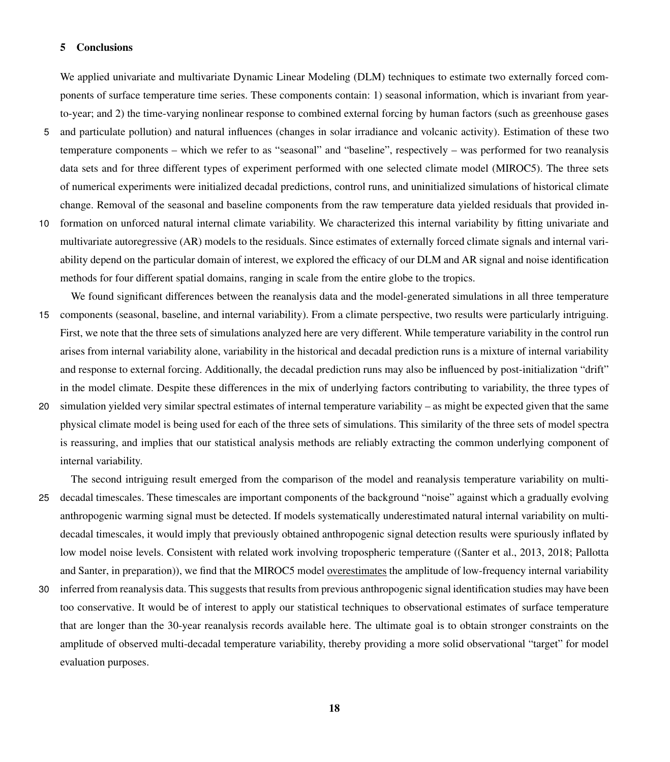## 5 Conclusions

We applied univariate and multivariate Dynamic Linear Modeling (DLM) techniques to estimate two externally forced components of surface temperature time series. These components contain: 1) seasonal information, which is invariant from year-to-year; and 2) the time-varying nonlinear response to combined external forcing by human factors (such as greenhouse gases and particulate pollution) and natural influences (changes in solar irradiance and volcanic activity). Estimation of these two temperature components – which we refer to as "seasonal" and "baseline", respectively – was performed for two reanalysis data sets and for three different types of experiment performed with one selected climate model (MIROC5). The three sets of numerical experiments were initialized decadal predictions, control runs, and uninitialized simulations of historical climate change. Removal of the seasonal and baseline components from the raw temperature data yielded residuals that provided information on unforced natural internal climate variability. We characterized this internal variability by fitting univariate and multivariate autoregressive (AR) models to the residuals. Since estimates of externally forced climate signals and internal variability depend on the particular domain of interest, we explored the efficacy of our DLM and AR signal and noise identification methods for four different spatial domains, ranging in scale from the entire globe to the tropics.

We found significant differences between the reanalysis data and the model-generated simulations in all three temperature components (seasonal, baseline, and internal variability). From a climate perspective, two results were particularly intriguing. First, we note that the three sets of simulations analyzed here are very different. While temperature variability in the control run arises from internal variability alone, variability in the historical and decadal prediction runs is a mixture of internal variability and response to external forcing. Additionally, the decadal prediction runs may also be influenced by post-initialization "drift" in the model climate. Despite these differences in the mix of underlying factors contributing to variability, the three types of simulation yielded very similar spectral estimates of internal temperature variability – as might be expected given that the same physical climate model is being used for each of the three sets of simulations. This similarity of the three sets of model spectra is reassuring, and implies that our statistical analysis methods are reliably extracting the common underlying component of internal variability.

The second intriguing result emerged from the comparison of the model and reanalysis temperature variability on multi-decadal timescales. These timescales are important components of the background "noise" against which a gradually evolving anthropogenic warming signal must be detected. If models systematically underestimated natural internal variability on multi-decadal timescales, it would imply that previously obtained anthropogenic signal detection results were spuriously inflated by low model noise levels. Consistent with related work involving tropospheric temperature ((Santer et al., 2013, 2018; Pallotta and Santer, in preparation)), we find that the MIROC5 model overestimates the amplitude of low-frequency internal variability inferred from reanalysis data. This suggests that results from previous anthropogenic signal identification studies may have been too conservative. It would be of interest to apply our statistical techniques to observational estimates of surface temperature that are longer than the 30-year reanalysis records available here. The ultimate goal is to obtain stronger constraints on the amplitude of observed multi-decadal temperature variability, thereby providing a more solid observational "target" for model evaluation purposes.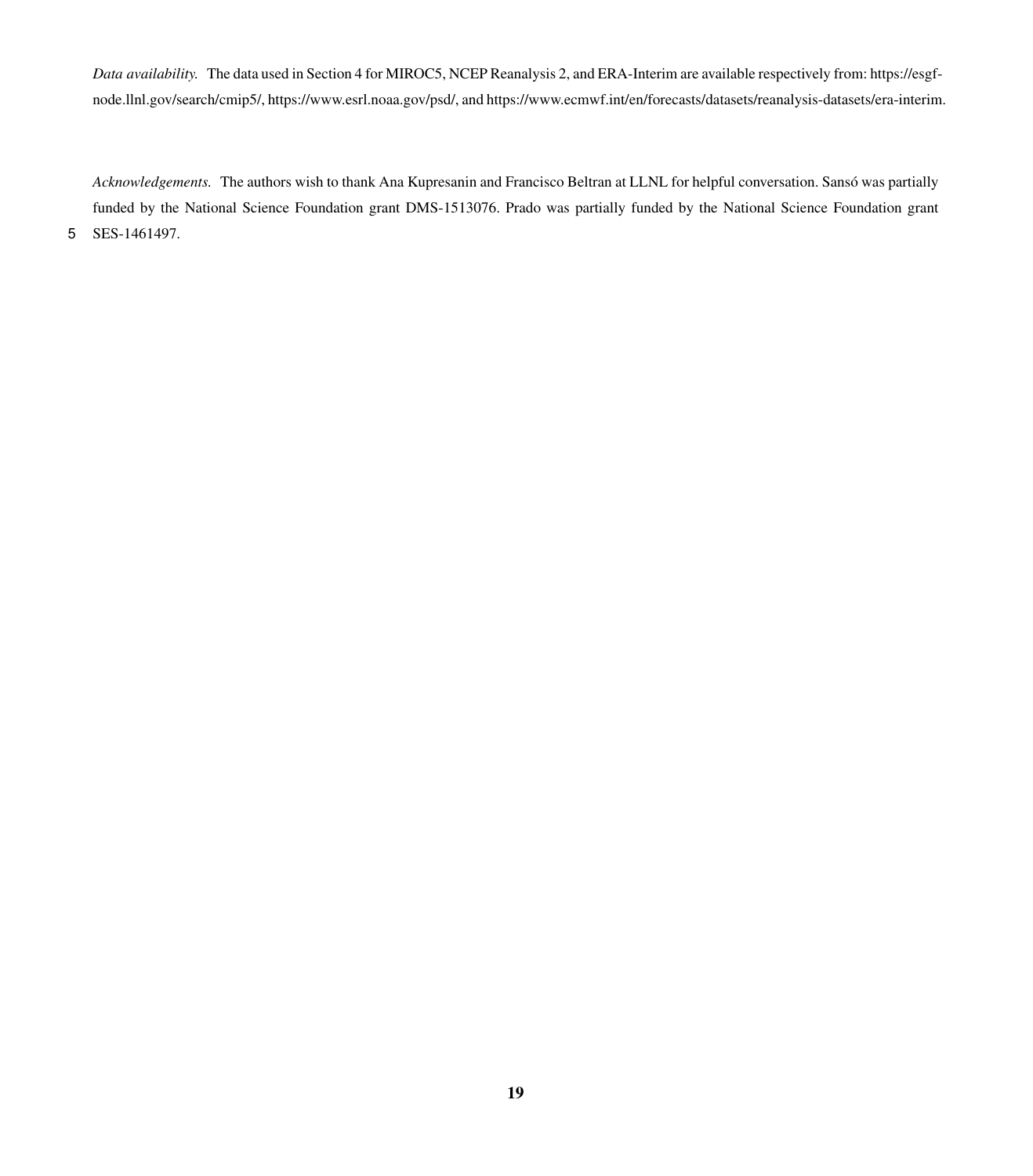*Data availability.* The data used in Section 4 for MIROC5, NCEP Reanalysis 2, and ERA-Interim are available respectively from: https://esgf-node.llnl.gov/search/cmip5/, https://www.esrl.noaa.gov/psd/, and https://www.ecmwf.int/en/forecasts/datasets/reanalysis-datasets/era-interim.

*Acknowledgements.* The authors wish to thank Ana Kupresanin and Francisco Beltran at LLNL for helpful conversation. Sansó was partially funded by the National Science Foundation grant DMS-1513076. Prado was partially funded by the National Science Foundation grant SES-1461497.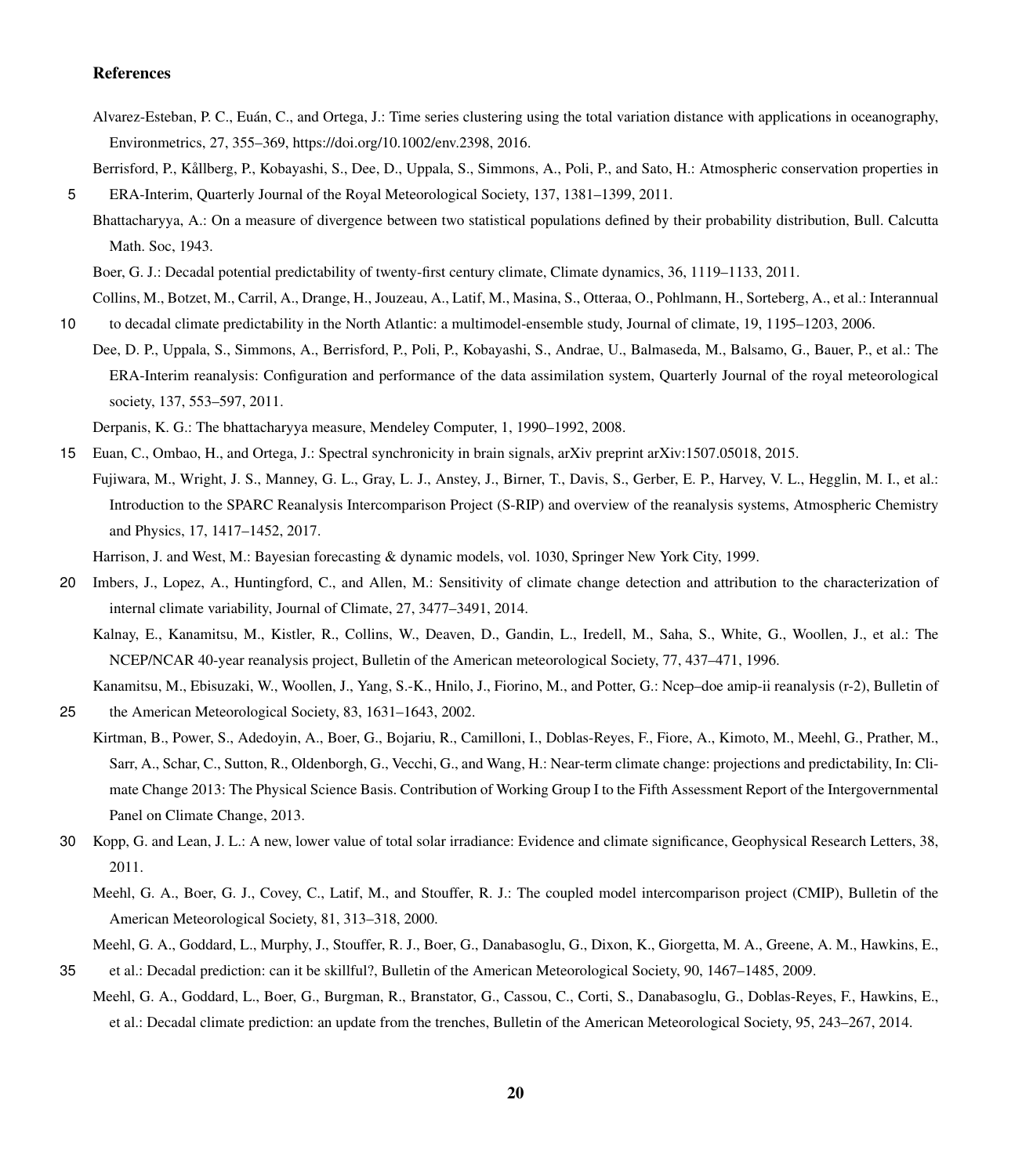## References

Alvarez-Esteban, P. C., Euán, C., and Ortega, J.: Time series clustering using the total variation distance with applications in oceanography, Environmetrics, 27, 355–369, https://doi.org/10.1002/env.2398, 2016.

Berrisford, P., Kållberg, P., Kobayashi, S., Dee, D., Uppala, S., Simmons, A., Poli, P., and Sato, H.: Atmospheric conservation properties in ERA-Interim, Quarterly Journal of the Royal Meteorological Society, 137, 1381–1399, 2011.

Bhattacharyya, A.: On a measure of divergence between two statistical populations defined by their probability distribution, Bull. Calcutta Math. Soc, 1943.

Boer, G. J.: Decadal potential predictability of twenty-first century climate, Climate dynamics, 36, 1119–1133, 2011.

Collins, M., Botzet, M., Carril, A., Drange, H., Jouzeau, A., Latif, M., Masina, S., Otteraa, O., Pohlmann, H., Sorteberg, A., et al.: Interannual to decadal climate predictability in the North Atlantic: a multimodel-ensemble study, Journal of climate, 19, 1195–1203, 2006.

Dee, D. P., Uppala, S., Simmons, A., Berrisford, P., Poli, P., Kobayashi, S., Andrae, U., Balmaseda, M., Balsamo, G., Bauer, P., et al.: The ERA-Interim reanalysis: Configuration and performance of the data assimilation system, Quarterly Journal of the royal meteorological society, 137, 553–597, 2011.

Derpanis, K. G.: The bhattacharyya measure, Mendeley Computer, 1, 1990–1992, 2008.

Euan, C., Ombao, H., and Ortega, J.: Spectral synchronicity in brain signals, arXiv preprint arXiv:1507.05018, 2015.

Fujiwara, M., Wright, J. S., Manney, G. L., Gray, L. J., Anstey, J., Birner, T., Davis, S., Gerber, E. P., Harvey, V. L., Hegglin, M. I., et al.: Introduction to the SPARC Reanalysis Intercomparison Project (S-RIP) and overview of the reanalysis systems, Atmospheric Chemistry and Physics, 17, 1417–1452, 2017.

Harrison, J. and West, M.: Bayesian forecasting & dynamic models, vol. 1030, Springer New York City, 1999.

Imbers, J., Lopez, A., Huntingford, C., and Allen, M.: Sensitivity of climate change detection and attribution to the characterization of internal climate variability, Journal of Climate, 27, 3477–3491, 2014.

Kalnay, E., Kanamitsu, M., Kistler, R., Collins, W., Deaven, D., Gandin, L., Iredell, M., Saha, S., White, G., Woollen, J., et al.: The NCEP/NCAR 40-year reanalysis project, Bulletin of the American meteorological Society, 77, 437–471, 1996.

Kanamitsu, M., Ebisuzaki, W., Woollen, J., Yang, S.-K., Hnilo, J., Fiorino, M., and Potter, G.: Ncep–doe amip-ii reanalysis (r-2), Bulletin of the American Meteorological Society, 83, 1631–1643, 2002.

Kirtman, B., Power, S., Adedoyin, A., Boer, G., Bojariu, R., Camilloni, I., Doblas-Reyes, F., Fiore, A., Kimoto, M., Meehl, G., Prather, M., Sarr, A., Schar, C., Sutton, R., Oldenborgh, G., Vecchi, G., and Wang, H.: Near-term climate change: projections and predictability, In: Climate Change 2013: The Physical Science Basis. Contribution of Working Group I to the Fifth Assessment Report of the Intergovernmental Panel on Climate Change, 2013.

Kopp, G. and Lean, J. L.: A new, lower value of total solar irradiance: Evidence and climate significance, Geophysical Research Letters, 38, 2011.

Meehl, G. A., Boer, G. J., Covey, C., Latif, M., and Stouffer, R. J.: The coupled model intercomparison project (CMIP), Bulletin of the American Meteorological Society, 81, 313–318, 2000.

Meehl, G. A., Goddard, L., Murphy, J., Stouffer, R. J., Boer, G., Danabasoglu, G., Dixon, K., Giorgetta, M. A., Greene, A. M., Hawkins, E., et al.: Decadal prediction: can it be skillful?, Bulletin of the American Meteorological Society, 90, 1467–1485, 2009.

Meehl, G. A., Goddard, L., Boer, G., Burgman, R., Branstator, G., Cassou, C., Corti, S., Danabasoglu, G., Doblas-Reyes, F., Hawkins, E., et al.: Decadal climate prediction: an update from the trenches, Bulletin of the American Meteorological Society, 95, 243–267, 2014.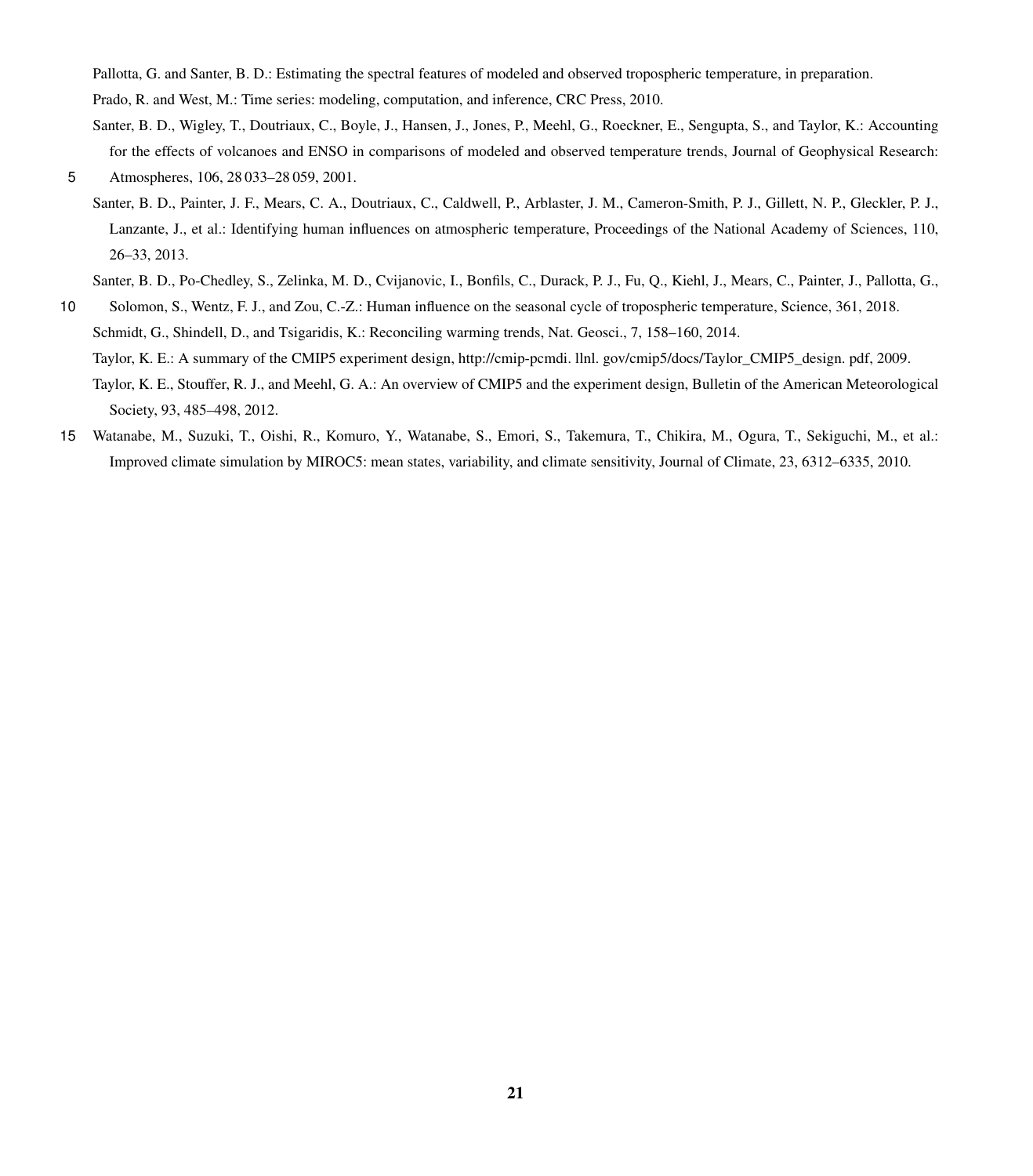Pallotta, G. and Santer, B. D.: Estimating the spectral features of modeled and observed tropospheric temperature, in preparation.

Prado, R. and West, M.: Time series: modeling, computation, and inference, CRC Press, 2010.

Santer, B. D., Wigley, T., Doutriaux, C., Boyle, J., Hansen, J., Jones, P., Meehl, G., Roeckner, E., Sengupta, S., and Taylor, K.: Accounting for the effects of volcanoes and ENSO in comparisons of modeled and observed temperature trends, Journal of Geophysical Research: Atmospheres, 106, 28 033–28 059, 2001.

Santer, B. D., Painter, J. F., Mears, C. A., Doutriaux, C., Caldwell, P., Arblaster, J. M., Cameron-Smith, P. J., Gillett, N. P., Gleckler, P. J., Lanzante, J., et al.: Identifying human influences on atmospheric temperature, Proceedings of the National Academy of Sciences, 110, 26–33, 2013.

Santer, B. D., Po-Chedley, S., Zelinka, M. D., Cvijanovic, I., Bonfils, C., Durack, P. J., Fu, Q., Kiehl, J., Mears, C., Painter, J., Pallotta, G., Solomon, S., Wentz, F. J., and Zou, C.-Z.: Human influence on the seasonal cycle of tropospheric temperature, Science, 361, 2018.

Schmidt, G., Shindell, D., and Tsigaridis, K.: Reconciling warming trends, Nat. Geosci., 7, 158–160, 2014.

Taylor, K. E.: A summary of the CMIP5 experiment design, http://cmip-pcmdi. llnl. gov/cmip5/docs/Taylor_CMIP5_design. pdf, 2009.

Taylor, K. E., Stouffer, R. J., and Meehl, G. A.: An overview of CMIP5 and the experiment design, Bulletin of the American Meteorological Society, 93, 485–498, 2012.

Watanabe, M., Suzuki, T., Oishi, R., Komuro, Y., Watanabe, S., Emori, S., Takemura, T., Chikira, M., Ogura, T., Sekiguchi, M., et al.: Improved climate simulation by MIROC5: mean states, variability, and climate sensitivity, Journal of Climate, 23, 6312–6335, 2010.